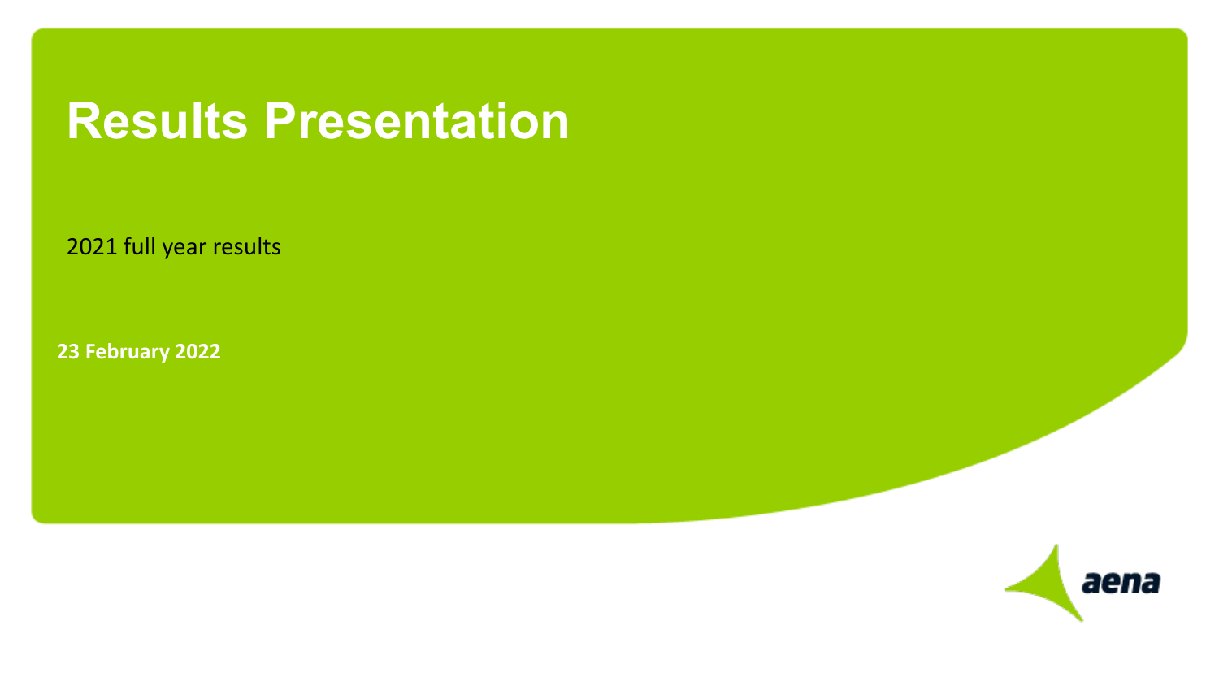# Results Presentation

2021 full year results

**23 February 2022**

aena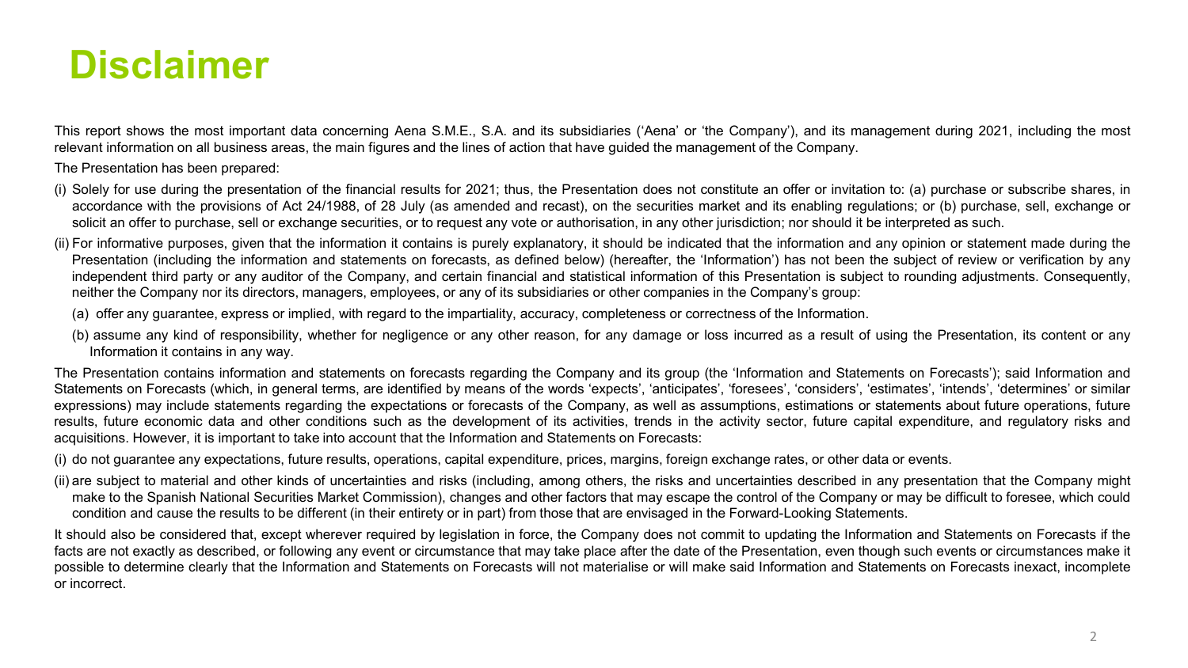# Disclaimer

This report shows the most important data concerning Aena S.M.E., S.A. and its subsidiaries ('Aena' or 'the Company'), and its management during 2021, including the most relevant information on all business areas, the main figures and the lines of action that have guided the management of the Company.

The Presentation has been prepared:

(i) Solely for use during the presentation of the financial results for 2021; thus, the Presentation does not constitute an offer or invitation to: (a) purchase or subscribe shares, in accordance with the provisions of Act 24/1988, of 28 July (as amended and recast), on the securities market and its enabling regulations; or (b) purchase, sell, exchange or solicit an offer to purchase, sell or exchange securities, or to request any vote or authorisation, in any other jurisdiction; nor should it be interpreted as such.

(ii) For informative purposes, given that the information it contains is purely explanatory, it should be indicated that the information and any opinion or statement made during the Presentation (including the information and statements on forecasts, as defined below) (hereafter, the 'Information') has not been the subject of review or verification by any independent third party or any auditor of the Company, and certain financial and statistical information of this Presentation is subject to rounding adjustments. Consequently, neither the Company nor its directors, managers, employees, or any of its subsidiaries or other companies in the Company's group:

  (a) offer any guarantee, express or implied, with regard to the impartiality, accuracy, completeness or correctness of the Information.

  (b) assume any kind of responsibility, whether for negligence or any other reason, for any damage or loss incurred as a result of using the Presentation, its content or any Information it contains in any way.

The Presentation contains information and statements on forecasts regarding the Company and its group (the 'Information and Statements on Forecasts'); said Information and Statements on Forecasts (which, in general terms, are identified by means of the words 'expects', 'anticipates', 'foresees', 'considers', 'estimates', 'intends', 'determines' or similar expressions) may include statements regarding the expectations or forecasts of the Company, as well as assumptions, estimations or statements about future operations, future results, future economic data and other conditions such as the development of its activities, trends in the activity sector, future capital expenditure, and regulatory risks and acquisitions. However, it is important to take into account that the Information and Statements on Forecasts:

(i) do not guarantee any expectations, future results, operations, capital expenditure, prices, margins, foreign exchange rates, or other data or events.

(ii) are subject to material and other kinds of uncertainties and risks (including, among others, the risks and uncertainties described in any presentation that the Company might make to the Spanish National Securities Market Commission), changes and other factors that may escape the control of the Company or may be difficult to foresee, which could condition and cause the results to be different (in their entirety or in part) from those that are envisaged in the Forward-Looking Statements.

It should also be considered that, except wherever required by legislation in force, the Company does not commit to updating the Information and Statements on Forecasts if the facts are not exactly as described, or following any event or circumstance that may take place after the date of the Presentation, even though such events or circumstances make it possible to determine clearly that the Information and Statements on Forecasts will not materialise or will make said Information and Statements on Forecasts inexact, incomplete or incorrect.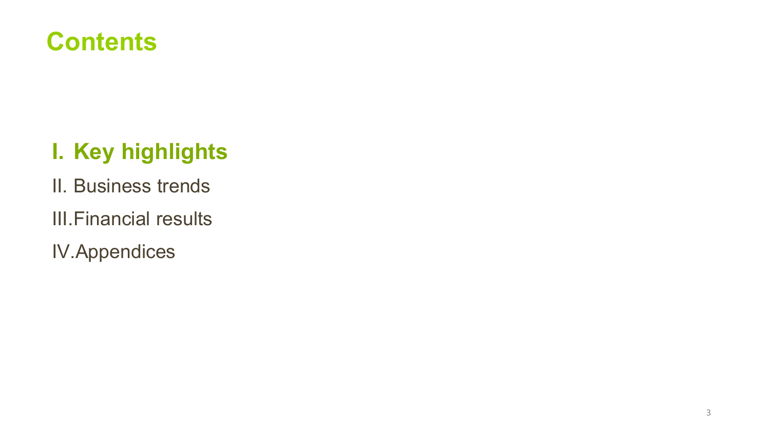# Contents

**I. Key highlights**

II. Business trends

III. Financial results

IV. Appendices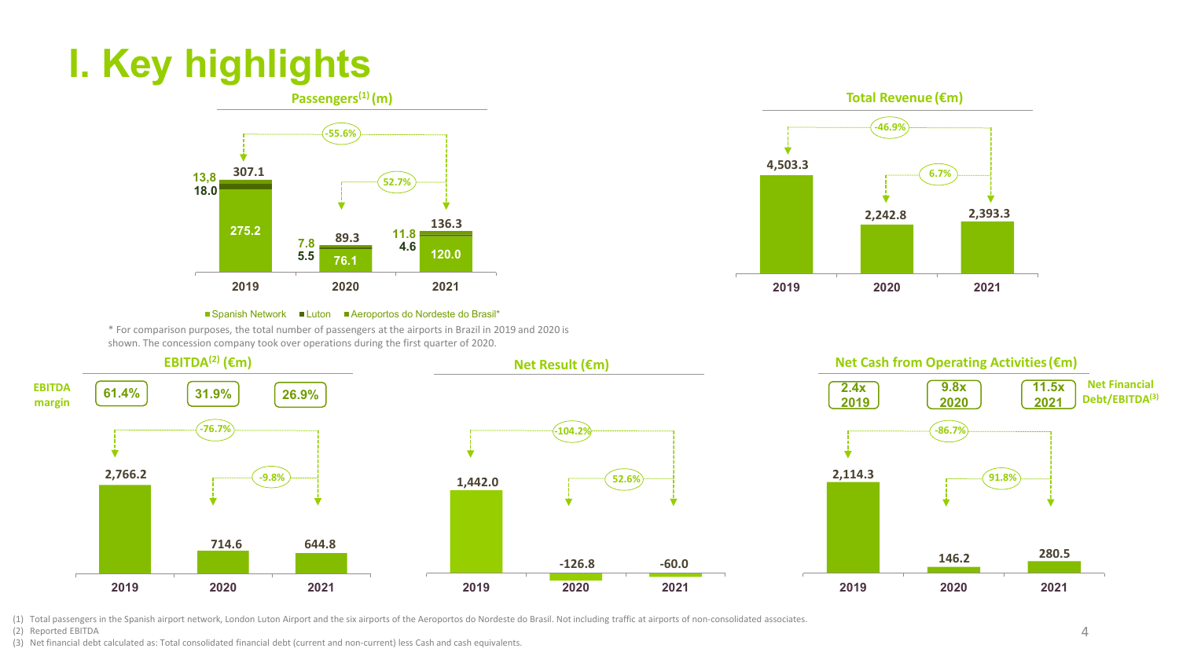# I. Key highlights

## Passengers(1) (m)

| | 2019 | 2020 | 2021 |
|---|---|---|---|
| Spanish Network | 275.2 | 76.1 | 120.0 |
| Luton | 18.0 | 5.5 | 4.6 |
| Aeroportos do Nordeste do Brasil* | 13,8 | 7.8 | 11.8 |
| Total | 307.1 | 89.3 | 136.3 |

Change 2019–2021: -55.6%; Change 2020–2021: 52.7%

■ Spanish Network ■ Luton ■ Aeroportos do Nordeste do Brasil*

\* For comparison purposes, the total number of passengers at the airports in Brazil in 2019 and 2020 is shown. The concession company took over operations during the first quarter of 2020.

## Total Revenue (€m)

| 2019 | 2020 | 2021 |
|---|---|---|
| 4,503.3 | 2,242.8 | 2,393.3 |

Change 2019–2021: -46.9%; Change 2020–2021: 6.7%

## EBITDA(2) (€m)

| | 2019 | 2020 | 2021 |
|---|---|---|---|
| EBITDA margin | 61.4% | 31.9% | 26.9% |
| EBITDA | 2,766.2 | 714.6 | 644.8 |

Change 2019–2021: -76.7%; Change 2020–2021: -9.8%

## Net Result (€m)

| 2019 | 2020 | 2021 |
|---|---|---|
| 1,442.0 | -126.8 | -60.0 |

Change 2019–2021: -104.2%; Change 2020–2021: 52.6%

## Net Cash from Operating Activities (€m)

| | 2019 | 2020 | 2021 |
|---|---|---|---|
| Net Financial Debt/EBITDA(3) | 2.4x | 9.8x | 11.5x |
| Net Cash from Operating Activities | 2,114.3 | 146.2 | 280.5 |

Change 2019–2021: -86.7%; Change 2020–2021: 91.8%

(1) Total passengers in the Spanish airport network, London Luton Airport and the six airports of the Aeroportos do Nordeste do Brasil. Not including traffic at airports of non-consolidated associates.
(2) Reported EBITDA
(3) Net financial debt calculated as: Total consolidated financial debt (current and non-current) less Cash and cash equivalents.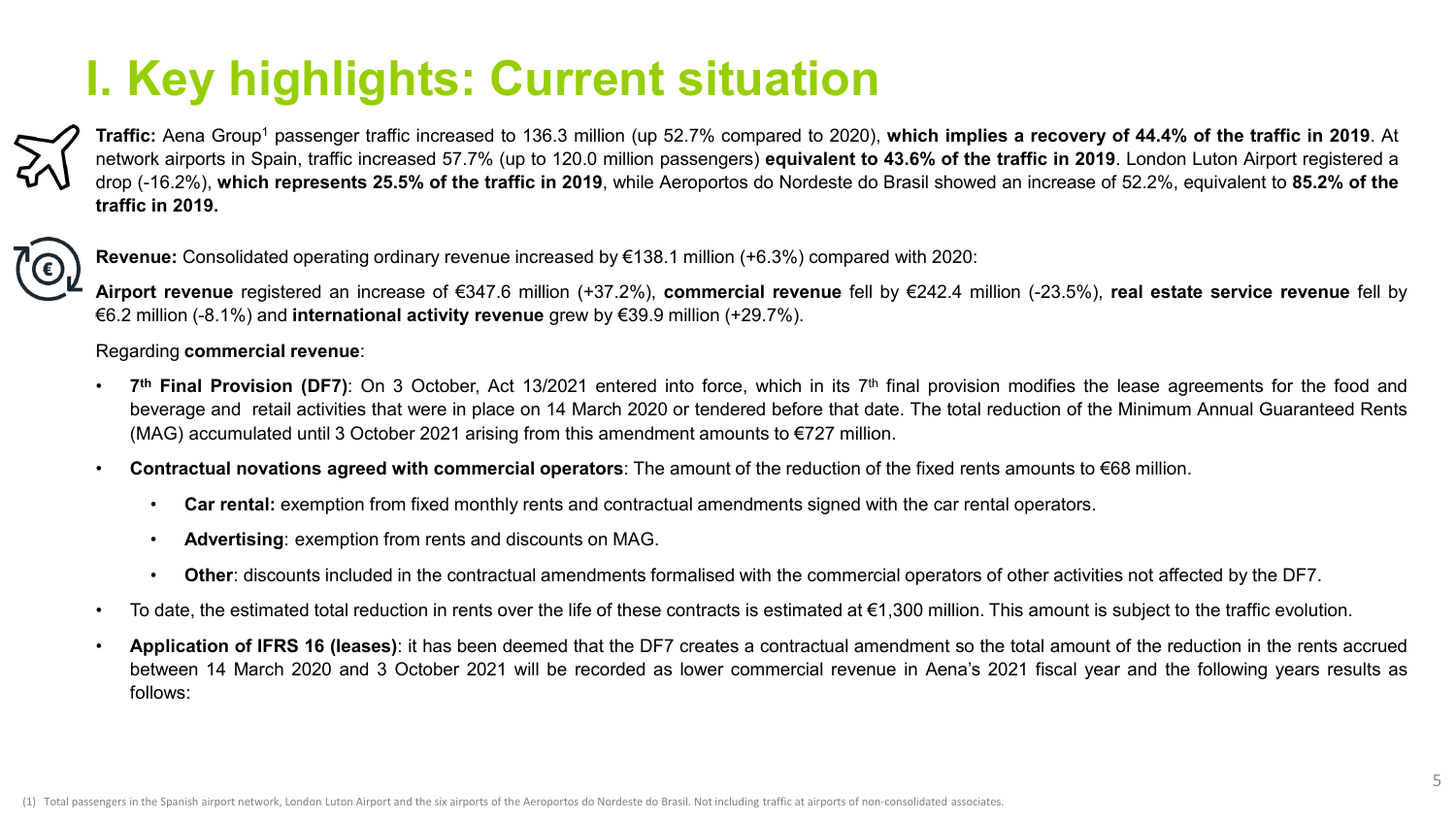# I. Key highlights: Current situation

**Traffic:** Aena Group[1] passenger traffic increased to 136.3 million (up 52.7% compared to 2020), **which implies a recovery of 44.4% of the traffic in 2019**. At network airports in Spain, traffic increased 57.7% (up to 120.0 million passengers) **equivalent to 43.6% of the traffic in 2019**. London Luton Airport registered a drop (-16.2%), **which represents 25.5% of the traffic in 2019**, while Aeroportos do Nordeste do Brasil showed an increase of 52.2%, equivalent to **85.2% of the traffic in 2019.**

**Revenue:** Consolidated operating ordinary revenue increased by €138.1 million (+6.3%) compared with 2020:

**Airport revenue** registered an increase of €347.6 million (+37.2%), **commercial revenue** fell by €242.4 million (-23.5%), **real estate service revenue** fell by €6.2 million (-8.1%) and **international activity revenue** grew by €39.9 million (+29.7%).

Regarding **commercial revenue**:

- **7th Final Provision (DF7)**: On 3 October, Act 13/2021 entered into force, which in its 7th final provision modifies the lease agreements for the food and beverage and retail activities that were in place on 14 March 2020 or tendered before that date. The total reduction of the Minimum Annual Guaranteed Rents (MAG) accumulated until 3 October 2021 arising from this amendment amounts to €727 million.
- **Contractual novations agreed with commercial operators**: The amount of the reduction of the fixed rents amounts to €68 million.
  - **Car rental:** exemption from fixed monthly rents and contractual amendments signed with the car rental operators.
  - **Advertising**: exemption from rents and discounts on MAG.
  - **Other**: discounts included in the contractual amendments formalised with the commercial operators of other activities not affected by the DF7.
- To date, the estimated total reduction in rents over the life of these contracts is estimated at €1,300 million. This amount is subject to the traffic evolution.
- **Application of IFRS 16 (leases)**: it has been deemed that the DF7 creates a contractual amendment so the total amount of the reduction in the rents accrued between 14 March 2020 and 3 October 2021 will be recorded as lower commercial revenue in Aena's 2021 fiscal year and the following years results as follows:

(1) Total passengers in the Spanish airport network, London Luton Airport and the six airports of the Aeroportos do Nordeste do Brasil. Not including traffic at airports of non-consolidated associates.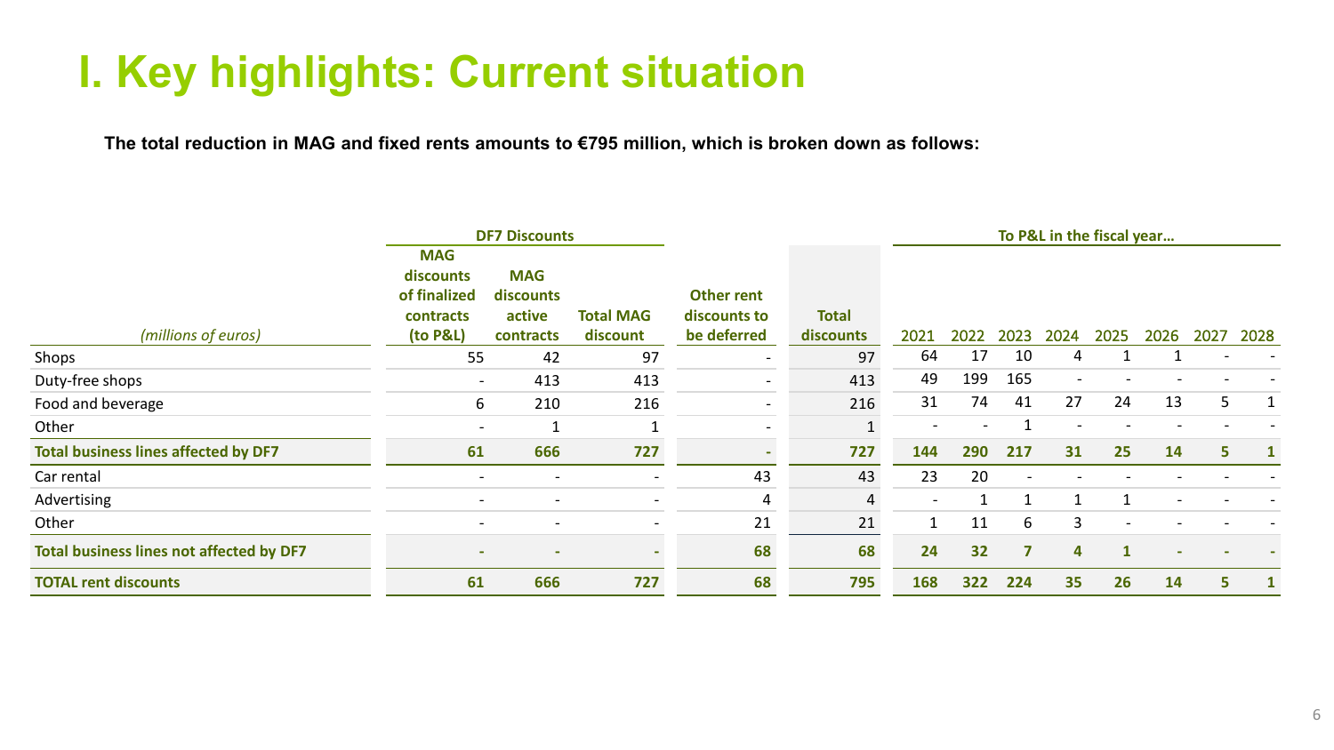# I. Key highlights: Current situation

**The total reduction in MAG and fixed rents amounts to €795 million, which is broken down as follows:**

| *(millions of euros)* | DF7 Discounts | | | | | To P&L in the fiscal year… | | | | | | | |
|---|---|---|---|---|---|---|---|---|---|---|---|---|---|
| | MAG discounts of finalized contracts (to P&L) | MAG discounts active contracts | Total MAG discount | Other rent discounts to be deferred | Total discounts | 2021 | 2022 | 2023 | 2024 | 2025 | 2026 | 2027 | 2028 |
| Shops | 55 | 42 | 97 | - | 97 | 64 | 17 | 10 | 4 | 1 | 1 | - | - |
| Duty-free shops | - | 413 | 413 | - | 413 | 49 | 199 | 165 | - | - | - | - | - |
| Food and beverage | 6 | 210 | 216 | - | 216 | 31 | 74 | 41 | 27 | 24 | 13 | 5 | 1 |
| Other | - | 1 | 1 | - | 1 | - | - | 1 | - | - | - | - | - |
| **Total business lines affected by DF7** | **61** | **666** | **727** | **-** | **727** | **144** | **290** | **217** | **31** | **25** | **14** | **5** | **1** |
| Car rental | - | - | - | 43 | 43 | 23 | 20 | - | - | - | - | - | - |
| Advertising | - | - | - | 4 | 4 | - | 1 | 1 | 1 | 1 | - | - | - |
| Other | - | - | - | 21 | 21 | 1 | 11 | 6 | 3 | - | - | - | - |
| **Total business lines not affected by DF7** | **-** | **-** | **-** | **68** | **68** | **24** | **32** | **7** | **4** | **1** | **-** | **-** | **-** |
| **TOTAL rent discounts** | **61** | **666** | **727** | **68** | **795** | **168** | **322** | **224** | **35** | **26** | **14** | **5** | **1** |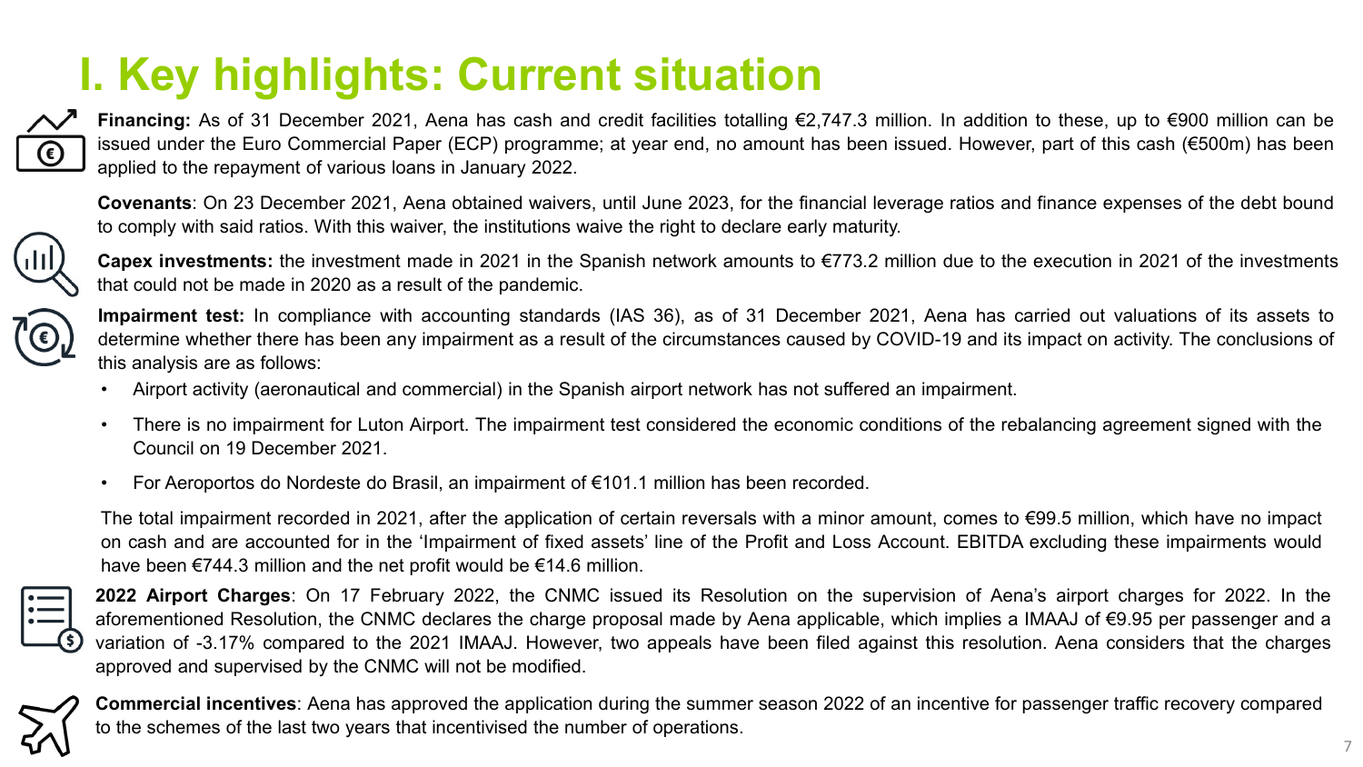# I. Key highlights: Current situation

**Financing:** As of 31 December 2021, Aena has cash and credit facilities totalling €2,747.3 million. In addition to these, up to €900 million can be issued under the Euro Commercial Paper (ECP) programme; at year end, no amount has been issued. However, part of this cash (€500m) has been applied to the repayment of various loans in January 2022.

**Covenants**: On 23 December 2021, Aena obtained waivers, until June 2023, for the financial leverage ratios and finance expenses of the debt bound to comply with said ratios. With this waiver, the institutions waive the right to declare early maturity.

**Capex investments:** the investment made in 2021 in the Spanish network amounts to €773.2 million due to the execution in 2021 of the investments that could not be made in 2020 as a result of the pandemic.

**Impairment test:** In compliance with accounting standards (IAS 36), as of 31 December 2021, Aena has carried out valuations of its assets to determine whether there has been any impairment as a result of the circumstances caused by COVID-19 and its impact on activity. The conclusions of this analysis are as follows:

- Airport activity (aeronautical and commercial) in the Spanish airport network has not suffered an impairment.
- There is no impairment for Luton Airport. The impairment test considered the economic conditions of the rebalancing agreement signed with the Council on 19 December 2021.
- For Aeroportos do Nordeste do Brasil, an impairment of €101.1 million has been recorded.

The total impairment recorded in 2021, after the application of certain reversals with a minor amount, comes to €99.5 million, which have no impact on cash and are accounted for in the 'Impairment of fixed assets' line of the Profit and Loss Account. EBITDA excluding these impairments would have been €744.3 million and the net profit would be €14.6 million.

**2022 Airport Charges**: On 17 February 2022, the CNMC issued its Resolution on the supervision of Aena's airport charges for 2022. In the aforementioned Resolution, the CNMC declares the charge proposal made by Aena applicable, which implies a IMAAJ of €9.95 per passenger and a variation of -3.17% compared to the 2021 IMAAJ. However, two appeals have been filed against this resolution. Aena considers that the charges approved and supervised by the CNMC will not be modified.

**Commercial incentives**: Aena has approved the application during the summer season 2022 of an incentive for passenger traffic recovery compared to the schemes of the last two years that incentivised the number of operations.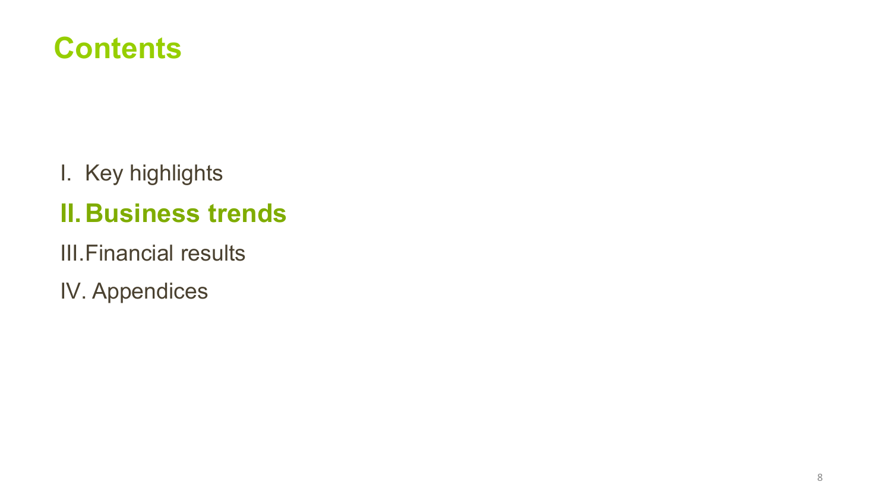# Contents

I. Key highlights

**II. Business trends**

III. Financial results

IV. Appendices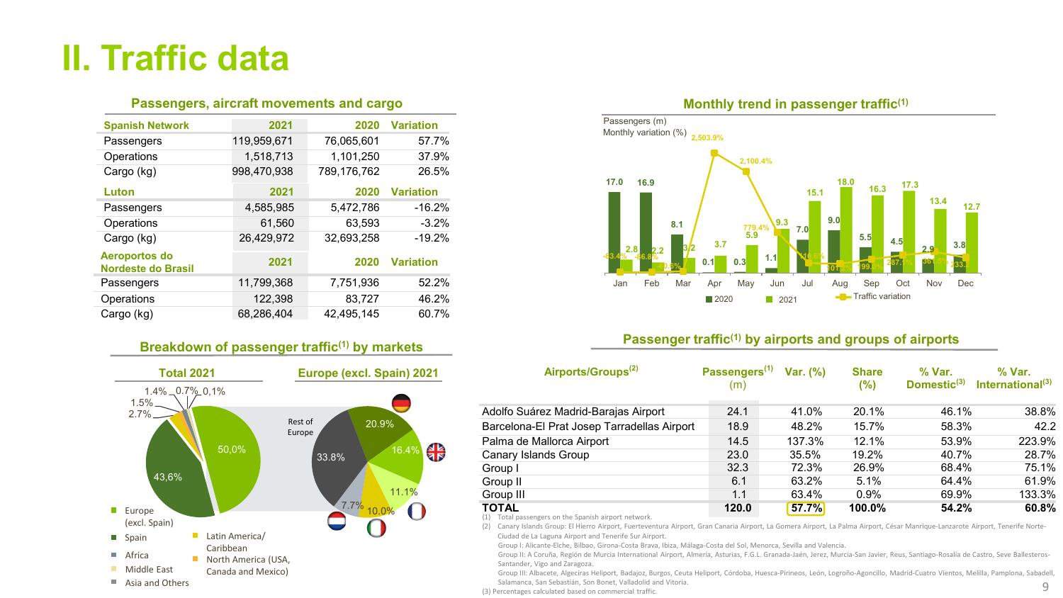# II. Traffic data

## Passengers, aircraft movements and cargo

| Spanish Network | 2021 | 2020 | Variation |
|---|---|---|---|
| Passengers | 119,959,671 | 76,065,601 | 57.7% |
| Operations | 1,518,713 | 1,101,250 | 37.9% |
| Cargo (kg) | 998,470,938 | 789,176,762 | 26.5% |

| Luton | 2021 | 2020 | Variation |
|---|---|---|---|
| Passengers | 4,585,985 | 5,472,786 | -16.2% |
| Operations | 61,560 | 63,593 | -3.2% |
| Cargo (kg) | 26,429,972 | 32,693,258 | -19.2% |

| Aeroportos do Nordeste do Brasil | 2021 | 2020 | Variation |
|---|---|---|---|
| Passengers | 11,799,368 | 7,751,936 | 52.2% |
| Operations | 122,398 | 83,727 | 46.2% |
| Cargo (kg) | 68,286,404 | 42,495,145 | 60.7% |

## Monthly trend in passenger traffic[(1)]

Passengers (m)
Monthly variation (%)

| | Jan | Feb | Mar | Apr | May | Jun | Jul | Aug | Sep | Oct | Nov | Dec |
|---|---|---|---|---|---|---|---|---|---|---|---|---|
| 2020 | 17.0 | 16.9 | 8.1 | 0.1 | 0.3 | 1.1 | 7.0 | 9.0 | 5.5 | 4.5 | 2.9 | 3.8 |
| 2021 | 2.8 | 2.2 | 3.2 | 3.7 | 5.9 | 9.3 | 15.1 | 18.0 | 16.3 | 17.3 | 13.4 | 12.7 |
| Traffic variation | -83.4% | -86.8% | -60.6% | 2,503.9% | 2,100.4% | 779.4% | 116.5% | 101.2% | 199.3% | 287.1% | 361.5% | 233.3% |

## Breakdown of passenger traffic[(1)] by markets

**Total 2021**: Europe (excl. Spain) 50,0%; Spain 43,6%; Africa 2.7%; Latin America/Caribbean 1.5%; North America (USA, Canada and Mexico) 1.4%; Middle East 0.7%; Asia and Others 0,1%

**Europe (excl. Spain) 2021**: Germany 20.9%; United Kingdom 16.4%; France 11.1%; Italy 10.0%; Netherlands 7.7%; Rest of Europe 33.8%

## Passenger traffic[(1)] by airports and groups of airports

| Airports/Groups[(2)] | Passengers[(1)] (m) | Var. (%) | Share (%) | % Var. Domestic[(3)] | % Var. International[(3)] |
|---|---|---|---|---|---|
| Adolfo Suárez Madrid-Barajas Airport | 24.1 | 41.0% | 20.1% | 46.1% | 38.8% |
| Barcelona-El Prat Josep Tarradellas Airport | 18.9 | 48.2% | 15.7% | 58.3% | 42.2 |
| Palma de Mallorca Airport | 14.5 | 137.3% | 12.1% | 53.9% | 223.9% |
| Canary Islands Group | 23.0 | 35.5% | 19.2% | 40.7% | 28.7% |
| Group I | 32.3 | 72.3% | 26.9% | 68.4% | 75.1% |
| Group II | 6.1 | 63.2% | 5.1% | 64.4% | 61.9% |
| Group III | 1.1 | 63.4% | 0.9% | 69.9% | 133.3% |
| **TOTAL** | **120.0** | **57.7%** | **100.0%** | **54.2%** | **60.8%** |

(1) Total passengers on the Spanish airport network.
(2) Canary Islands Group: El Hierro Airport, Fuerteventura Airport, Gran Canaria Airport, La Gomera Airport, La Palma Airport, César Manrique-Lanzarote Airport, Tenerife Norte-Ciudad de La Laguna Airport and Tenerife Sur Airport.
Group I: Alicante-Elche, Bilbao, Girona-Costa Brava, Ibiza, Málaga-Costa del Sol, Menorca, Sevilla and Valencia.
Group II: A Coruña, Región de Murcia International Airport, Almería, Asturias, F.G.L. Granada-Jaén, Jerez, Murcia-San Javier, Reus, Santiago-Rosalía de Castro, Seve Ballesteros-Santander, Vigo and Zaragoza.
Group III: Albacete, Algeciras Heliport, Badajoz, Burgos, Ceuta Heliport, Córdoba, Huesca-Pirineos, León, Logroño-Agoncillo, Madrid-Cuatro Vientos, Melilla, Pamplona, Sabadell, Salamanca, San Sebastián, Son Bonet, Valladolid and Vitoria.
(3) Percentages calculated based on commercial traffic.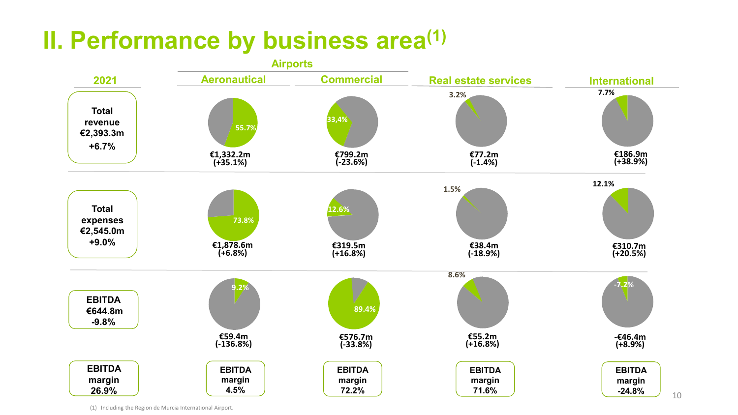# II. Performance by business area[1]

| 2021 | Airports – Aeronautical | Airports – Commercial | Real estate services | International |
|---|---|---|---|---|
| Total revenue €2,393.3m +6.7% | 55.7% €1,332.2m (+35.1%) | 33,4% €799.2m (-23.6%) | 3.2% €77.2m (-1.4%) | 7.7% €186.9m (+38.9%) |
| Total expenses €2,545.0m +9.0% | 73.8% €1,878.6m (+6.8%) | 12.6% €319.5m (+16.8%) | 1.5% €38.4m (-18.9%) | 12.1% €310.7m (+20.5%) |
| EBITDA €644.8m -9.8% | 9.2% €59.4m (-136.8%) | 89.4% €576.7m (-33.8%) | 8.6% €55.2m (+16.8%) | -7.2% -€46.4m (+8.9%) |
| EBITDA margin 26.9% | EBITDA margin 4.5% | EBITDA margin 72.2% | EBITDA margin 71.6% | EBITDA margin -24.8% |

(1) Including the Region de Murcia International Airport.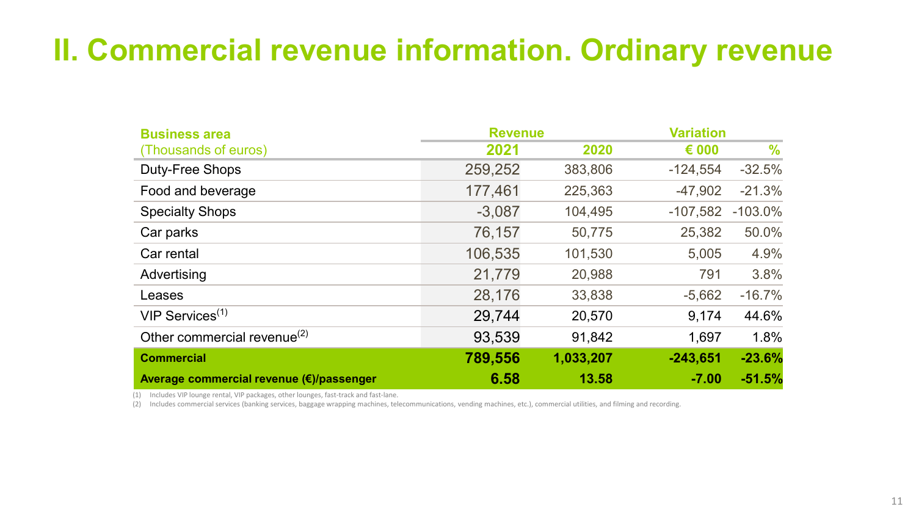# II. Commercial revenue information. Ordinary revenue

| Business area (Thousands of euros) | Revenue | | Variation | |
|---|---|---|---|---|
| | 2021 | 2020 | € 000 | % |
| Duty-Free Shops | 259,252 | 383,806 | -124,554 | -32.5% |
| Food and beverage | 177,461 | 225,363 | -47,902 | -21.3% |
| Specialty Shops | -3,087 | 104,495 | -107,582 | -103.0% |
| Car parks | 76,157 | 50,775 | 25,382 | 50.0% |
| Car rental | 106,535 | 101,530 | 5,005 | 4.9% |
| Advertising | 21,779 | 20,988 | 791 | 3.8% |
| Leases | 28,176 | 33,838 | -5,662 | -16.7% |
| VIP Services[(1)] | 29,744 | 20,570 | 9,174 | 44.6% |
| Other commercial revenue[(2)] | 93,539 | 91,842 | 1,697 | 1.8% |
| **Commercial** | **789,556** | **1,033,207** | **-243,651** | **-23.6%** |
| **Average commercial revenue (€)/passenger** | **6.58** | **13.58** | **-7.00** | **-51.5%** |

(1) Includes VIP lounge rental, VIP packages, other lounges, fast-track and fast-lane.

(2) Includes commercial services (banking services, baggage wrapping machines, telecommunications, vending machines, etc.), commercial utilities, and filming and recording.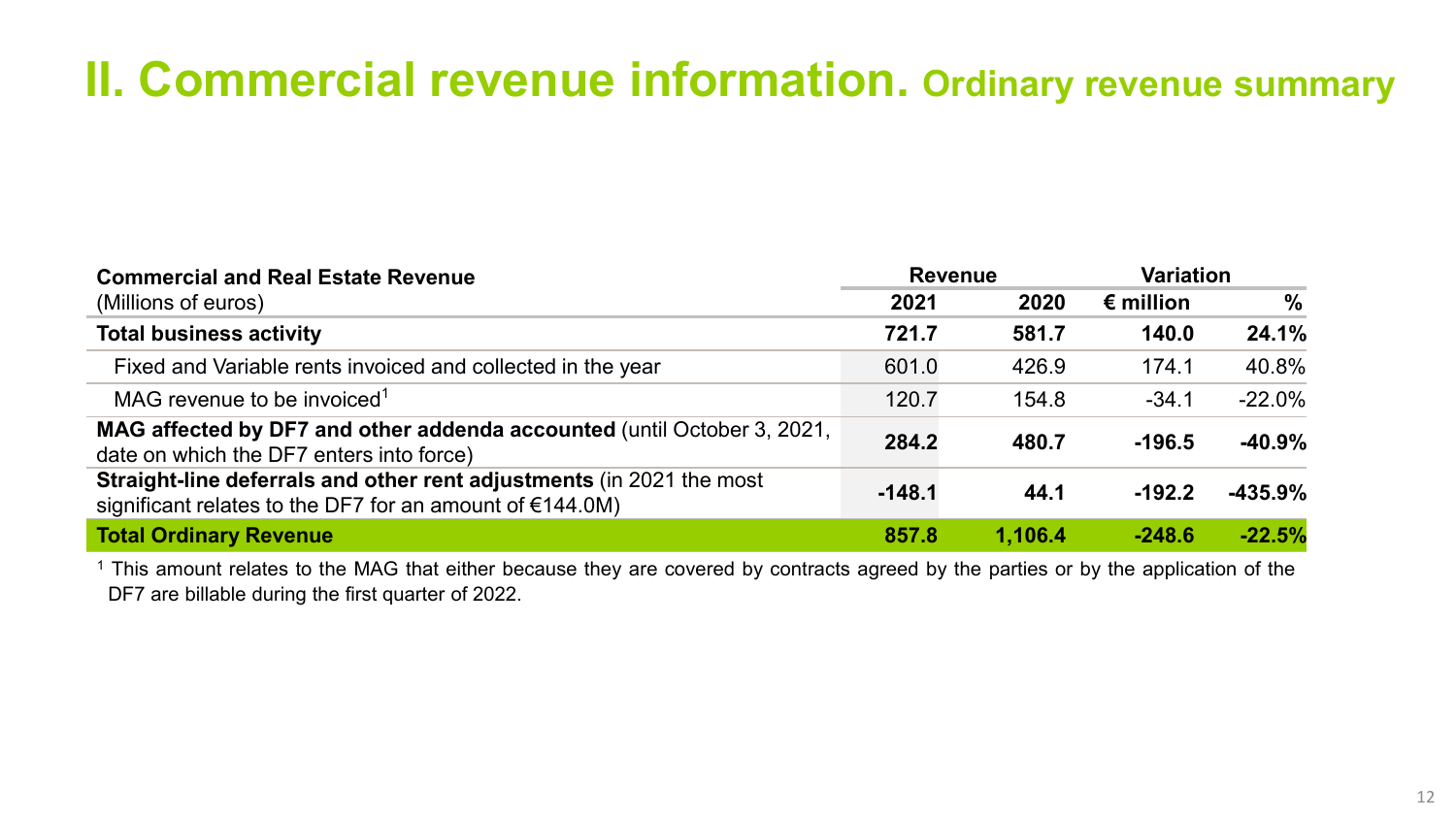# II. Commercial revenue information. Ordinary revenue summary

| Commercial and Real Estate Revenue<br>(Millions of euros) | Revenue | | Variation | |
|---|---|---|---|---|
| | 2021 | 2020 | € million | % |
| **Total business activity** | **721.7** | **581.7** | **140.0** | **24.1%** |
| Fixed and Variable rents invoiced and collected in the year | 601.0 | 426.9 | 174.1 | 40.8% |
| MAG revenue to be invoiced[1] | 120.7 | 154.8 | -34.1 | -22.0% |
| **MAG affected by DF7 and other addenda accounted** (until October 3, 2021, date on which the DF7 enters into force) | **284.2** | **480.7** | **-196.5** | **-40.9%** |
| **Straight-line deferrals and other rent adjustments** (in 2021 the most significant relates to the DF7 for an amount of €144.0M) | **-148.1** | **44.1** | **-192.2** | **-435.9%** |
| **Total Ordinary Revenue** | **857.8** | **1,106.4** | **-248.6** | **-22.5%** |

[1] This amount relates to the MAG that either because they are covered by contracts agreed by the parties or by the application of the DF7 are billable during the first quarter of 2022.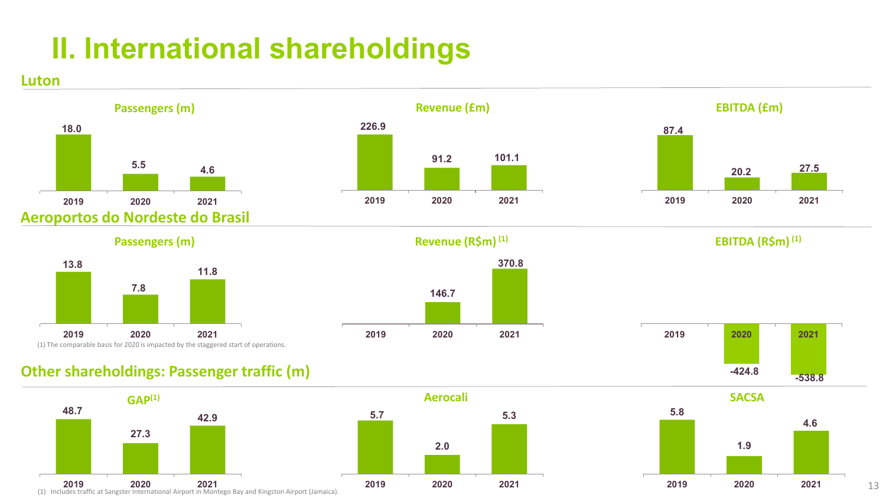# II. International shareholdings

## Luton

**Passengers (m)**

| 2019 | 2020 | 2021 |
|---|---|---|
| 18.0 | 5.5 | 4.6 |

**Revenue (£m)**

| 2019 | 2020 | 2021 |
|---|---|---|
| 226.9 | 91.2 | 101.1 |

**EBITDA (£m)**

| 2019 | 2020 | 2021 |
|---|---|---|
| 87.4 | 20.2 | 27.5 |

## Aeroportos do Nordeste do Brasil

**Passengers (m)**

| 2019 | 2020 | 2021 |
|---|---|---|
| 13.8 | 7.8 | 11.8 |

**Revenue (R$m) (1)**

| 2019 | 2020 | 2021 |
|---|---|---|
| | 146.7 | 370.8 |

**EBITDA (R$m) (1)**

| 2019 | 2020 | 2021 |
|---|---|---|
| | -424.8 | -538.8 |

(1) The comparable basis for 2020 is impacted by the staggered start of operations.

## Other shareholdings: Passenger traffic (m)

**GAP(1)**

| 2019 | 2020 | 2021 |
|---|---|---|
| 48.7 | 27.3 | 42.9 |

**Aerocali**

| 2019 | 2020 | 2021 |
|---|---|---|
| 5.7 | 2.0 | 5.3 |

**SACSA**

| 2019 | 2020 | 2021 |
|---|---|---|
| 5.8 | 1.9 | 4.6 |

(1) Includes traffic at Sangster International Airport in Montego Bay and Kingston Airport (Jamaica).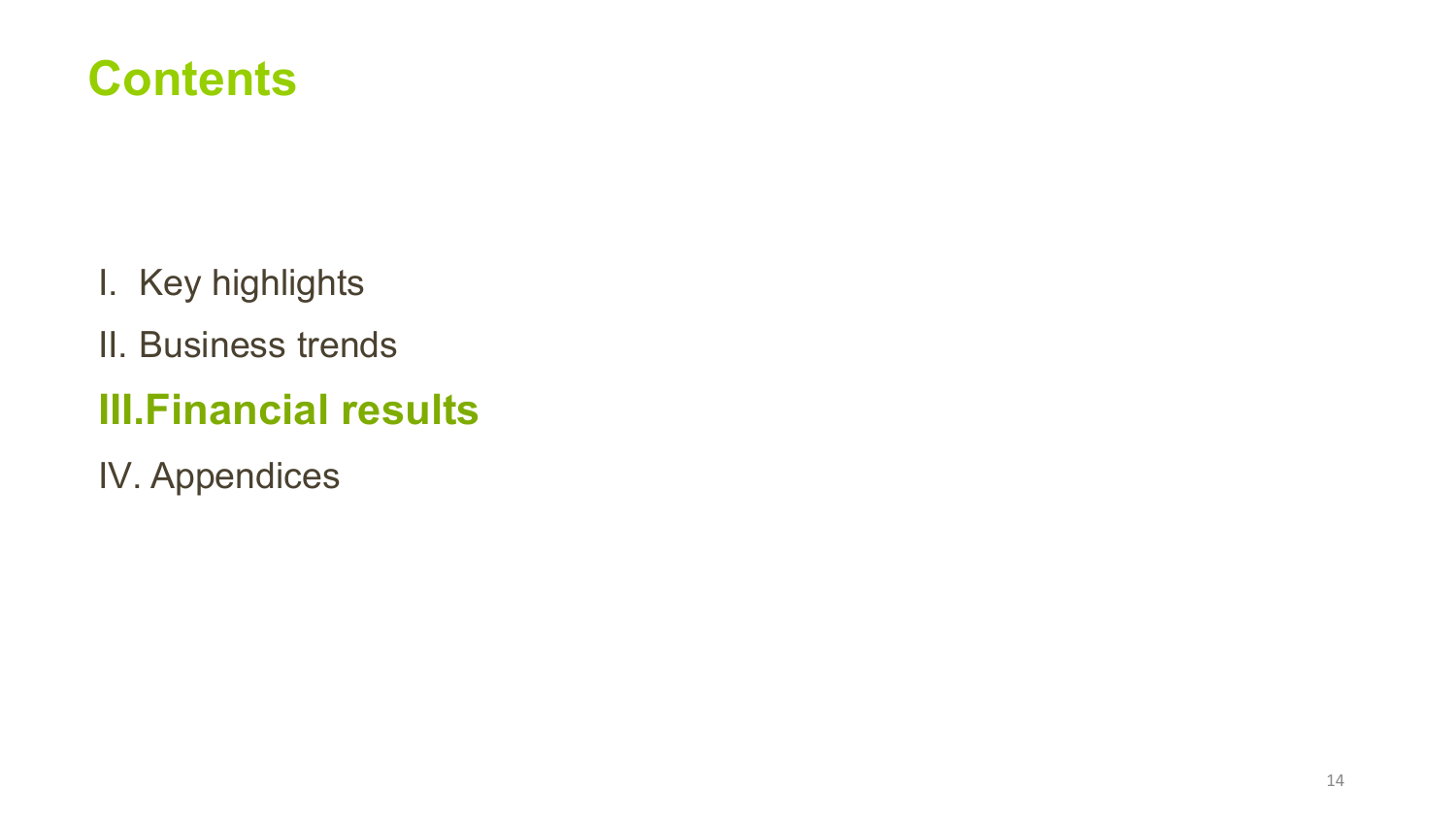# Contents

I. Key highlights

II. Business trends

**III. Financial results**

IV. Appendices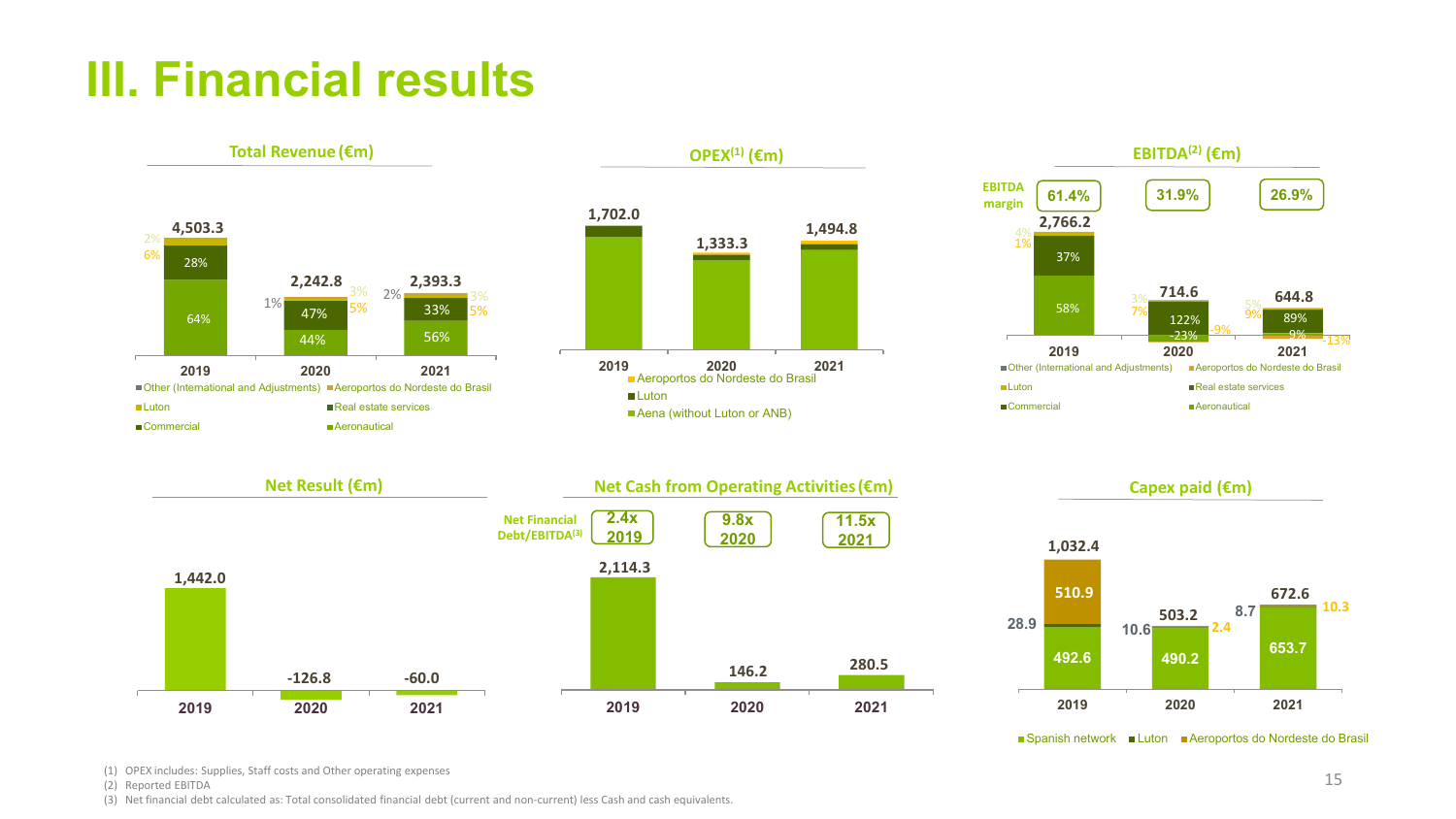# III. Financial results

## Total Revenue (€m)

| | 2019 | 2020 | 2021 |
|---|---|---|---|
| Total | 4,503.3 | 2,242.8 | 2,393.3 |
| Aeronautical | 64% | 44% | 56% |
| Commercial | 28% | 47% | 33% |
| Other labels | 2%, 6% | 1%, 3%, 5% | 2%, 3%, 5% |

Legend: Other (International and Adjustments), Aeropuertos do Nordeste do Brasil, Luton, Real estate services, Commercial, Aeronautical

## OPEX(1) (€m)

| | 2019 | 2020 | 2021 |
|---|---|---|---|
| Total | 1,702.0 | 1,333.3 | 1,494.8 |

Legend: Aeroportos do Nordeste do Brasil, Luton, Aena (without Luton or ANB)

## EBITDA(2) (€m)

| | 2019 | 2020 | 2021 |
|---|---|---|---|
| EBITDA margin | 61.4% | 31.9% | 26.9% |
| Total | 2,766.2 | 714.6 | 644.8 |
| Aeronautical | 58% | -23% | 9% |
| Commercial | 37% | 122% | 89% |
| Other labels | 4%, 1% | 3%, 7%, -9% | 5%, 9%, -13% |

Legend: Other (International and Adjustments), Aeroportos do Nordeste do Brasil, Luton, Real estate services, Commercial, Aeronautical

## Net Result (€m)

| 2019 | 2020 | 2021 |
|---|---|---|
| 1,442.0 | -126.8 | -60.0 |

## Net Cash from Operating Activities (€m)

| | 2019 | 2020 | 2021 |
|---|---|---|---|
| Net Financial Debt/EBITDA(3) | 2.4x | 9.8x | 11.5x |
| Net Cash from Operating Activities | 2,114.3 | 146.2 | 280.5 |

## Capex paid (€m)

| | 2019 | 2020 | 2021 |
|---|---|---|---|
| Total | 1,032.4 | 503.2 | 672.6 |
| Spanish network | 492.6 | 490.2 | 653.7 |
| Luton | 28.9 | 10.6 | 8.7 |
| Aeroportos do Nordeste do Brasil | 510.9 | 2.4 | 10.3 |

(1) OPEX includes: Supplies, Staff costs and Other operating expenses

(2) Reported EBITDA

(3) Net financial debt calculated as: Total consolidated financial debt (current and non-current) less Cash and cash equivalents.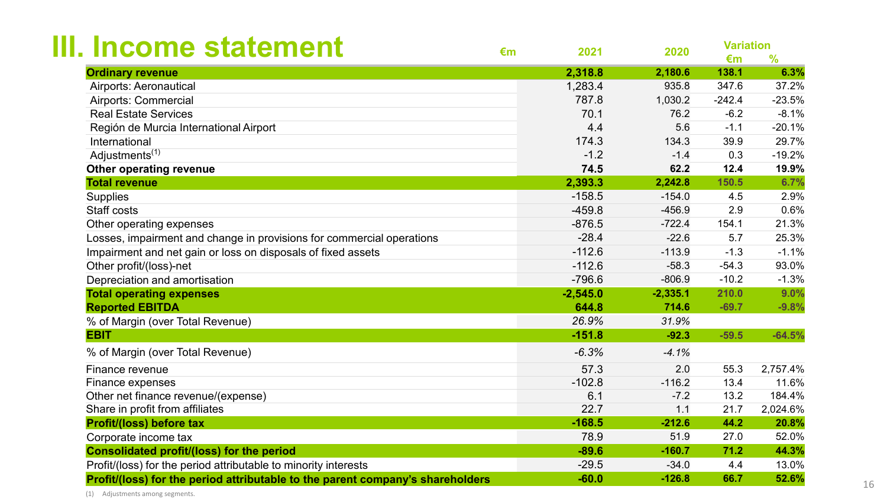# III. Income statement

| €m | 2021 | 2020 | Variation €m | Variation % |
|---|---|---|---|---|
| **Ordinary revenue** | **2,318.8** | **2,180.6** | **138.1** | **6.3%** |
| Airports: Aeronautical | 1,283.4 | 935.8 | 347.6 | 37.2% |
| Airports: Commercial | 787.8 | 1,030.2 | -242.4 | -23.5% |
| Real Estate Services | 70.1 | 76.2 | -6.2 | -8.1% |
| Región de Murcia International Airport | 4.4 | 5.6 | -1.1 | -20.1% |
| International | 174.3 | 134.3 | 39.9 | 29.7% |
| Adjustments[(1)] | -1.2 | -1.4 | 0.3 | -19.2% |
| **Other operating revenue** | **74.5** | **62.2** | **12.4** | **19.9%** |
| **Total revenue** | **2,393.3** | **2,242.8** | **150.5** | **6.7%** |
| Supplies | -158.5 | -154.0 | 4.5 | 2.9% |
| Staff costs | -459.8 | -456.9 | 2.9 | 0.6% |
| Other operating expenses | -876.5 | -722.4 | 154.1 | 21.3% |
| Losses, impairment and change in provisions for commercial operations | -28.4 | -22.6 | 5.7 | 25.3% |
| Impairment and net gain or loss on disposals of fixed assets | -112.6 | -113.9 | -1.3 | -1.1% |
| Other profit/(loss)-net | -112.6 | -58.3 | -54.3 | 93.0% |
| Depreciation and amortisation | -796.6 | -806.9 | -10.2 | -1.3% |
| **Total operating expenses** | **-2,545.0** | **-2,335.1** | **210.0** | **9.0%** |
| **Reported EBITDA** | **644.8** | **714.6** | **-69.7** | **-9.8%** |
| % of Margin (over Total Revenue) | *26.9%* | *31.9%* | | |
| **EBIT** | **-151.8** | **-92.3** | **-59.5** | **-64.5%** |
| % of Margin (over Total Revenue) | *-6.3%* | *-4.1%* | | |
| Finance revenue | 57.3 | 2.0 | 55.3 | 2,757.4% |
| Finance expenses | -102.8 | -116.2 | 13.4 | 11.6% |
| Other net finance revenue/(expense) | 6.1 | -7.2 | 13.2 | 184.4% |
| Share in profit from affiliates | 22.7 | 1.1 | 21.7 | 2,024.6% |
| **Profit/(loss) before tax** | **-168.5** | **-212.6** | **44.2** | **20.8%** |
| Corporate income tax | 78.9 | 51.9 | 27.0 | 52.0% |
| **Consolidated profit/(loss) for the period** | **-89.6** | **-160.7** | **71.2** | **44.3%** |
| Profit/(loss) for the period attributable to minority interests | -29.5 | -34.0 | 4.4 | 13.0% |
| **Profit/(loss) for the period attributable to the parent company's shareholders** | **-60.0** | **-126.8** | **66.7** | **52.6%** |

(1) Adjustments among segments.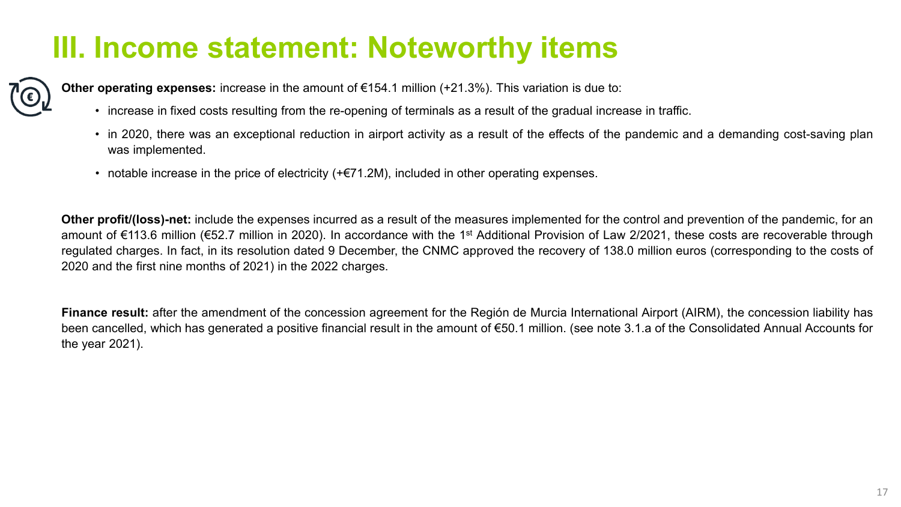# III. Income statement: Noteworthy items

**Other operating expenses:** increase in the amount of €154.1 million (+21.3%). This variation is due to:

- increase in fixed costs resulting from the re-opening of terminals as a result of the gradual increase in traffic.
- in 2020, there was an exceptional reduction in airport activity as a result of the effects of the pandemic and a demanding cost-saving plan was implemented.
- notable increase in the price of electricity (+€71.2M), included in other operating expenses.

**Other profit/(loss)-net:** include the expenses incurred as a result of the measures implemented for the control and prevention of the pandemic, for an amount of €113.6 million (€52.7 million in 2020). In accordance with the 1st Additional Provision of Law 2/2021, these costs are recoverable through regulated charges. In fact, in its resolution dated 9 December, the CNMC approved the recovery of 138.0 million euros (corresponding to the costs of 2020 and the first nine months of 2021) in the 2022 charges.

**Finance result:** after the amendment of the concession agreement for the Región de Murcia International Airport (AIRM), the concession liability has been cancelled, which has generated a positive financial result in the amount of €50.1 million. (see note 3.1.a of the Consolidated Annual Accounts for the year 2021).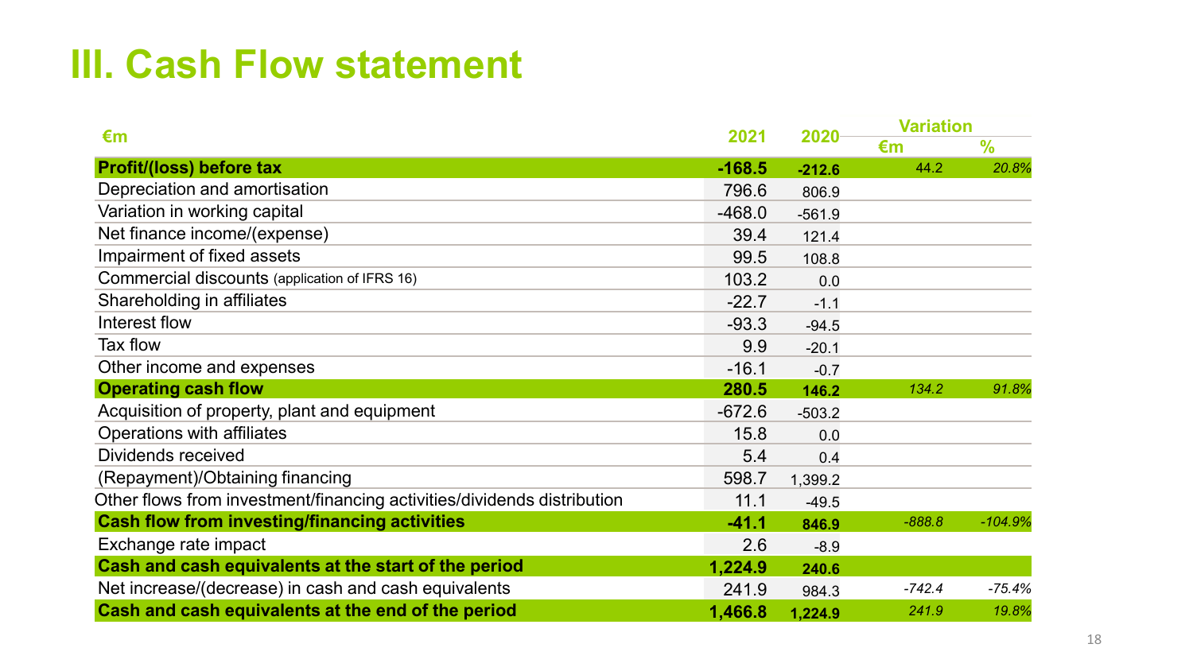# III. Cash Flow statement

| €m | 2021 | 2020 | Variation | |
|---|---|---|---|---|
| | | | €m | % |
| **Profit/(loss) before tax** | **-168.5** | **-212.6** | *44.2* | *20.8%* |
| Depreciation and amortisation | 796.6 | 806.9 | | |
| Variation in working capital | -468.0 | -561.9 | | |
| Net finance income/(expense) | 39.4 | 121.4 | | |
| Impairment of fixed assets | 99.5 | 108.8 | | |
| Commercial discounts (application of IFRS 16) | 103.2 | 0.0 | | |
| Shareholding in affiliates | -22.7 | -1.1 | | |
| Interest flow | -93.3 | -94.5 | | |
| Tax flow | 9.9 | -20.1 | | |
| Other income and expenses | -16.1 | -0.7 | | |
| **Operating cash flow** | **280.5** | **146.2** | *134.2* | *91.8%* |
| Acquisition of property, plant and equipment | -672.6 | -503.2 | | |
| Operations with affiliates | 15.8 | 0.0 | | |
| Dividends received | 5.4 | 0.4 | | |
| (Repayment)/Obtaining financing | 598.7 | 1,399.2 | | |
| Other flows from investment/financing activities/dividends distribution | 11.1 | -49.5 | | |
| **Cash flow from investing/financing activities** | **-41.1** | **846.9** | *-888.8* | *-104.9%* |
| Exchange rate impact | 2.6 | -8.9 | | |
| **Cash and cash equivalents at the start of the period** | **1,224.9** | **240.6** | | |
| Net increase/(decrease) in cash and cash equivalents | 241.9 | 984.3 | *-742.4* | *-75.4%* |
| **Cash and cash equivalents at the end of the period** | **1,466.8** | **1,224.9** | *241.9* | *19.8%* |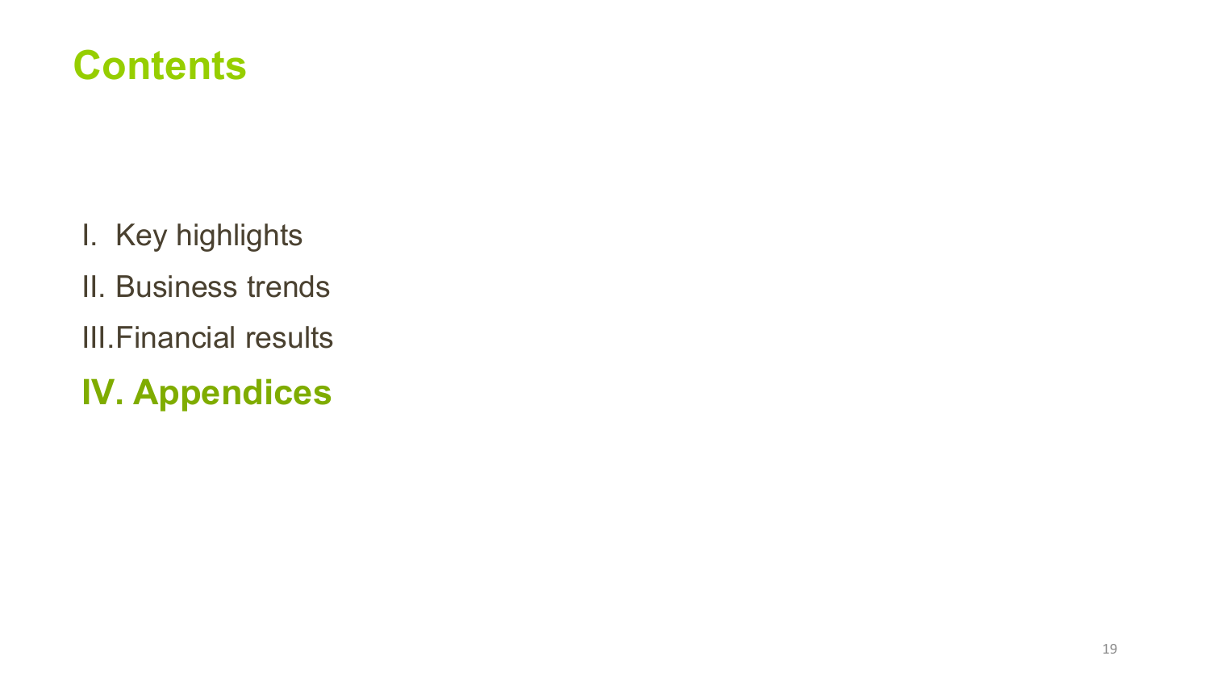# Contents

I. Key highlights

II. Business trends

III. Financial results

**IV. Appendices**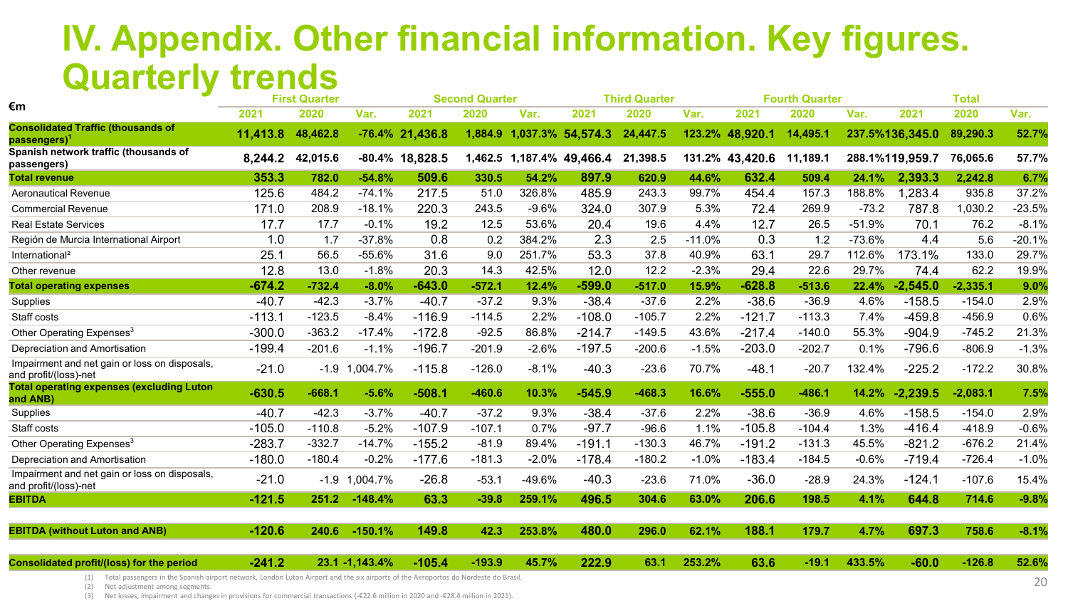# IV. Appendix. Other financial information. Key figures. Quarterly trends

| €m | First Quarter | | | Second Quarter | | | Third Quarter | | | Fourth Quarter | | | Total | | |
|---|---|---|---|---|---|---|---|---|---|---|---|---|---|---|---|
| | 2021 | 2020 | Var. | 2021 | 2020 | Var. | 2021 | 2020 | Var. | 2021 | 2020 | Var. | 2021 | 2020 | Var. |
| **Consolidated Traffic (thousands of passengers)[1]** | **11,413.8** | **48,462.8** | **-76.4%** | **21,436.8** | **1,884.9** | **1,037.3%** | **54,574.3** | **24,447.5** | **123.2%** | **48,920.1** | **14,495.1** | **237.5%** | **136,345.0** | **89,290.3** | **52.7%** |
| **Spanish network traffic (thousands of passengers)** | **8,244.2** | **42,015.6** | **-80.4%** | **18,828.5** | **1,462.5** | **1,187.4%** | **49,466.4** | **21,398.5** | **131.2%** | **43,420.6** | **11,189.1** | **288.1%** | **119,959.7** | **76,065.6** | **57.7%** |
| **Total revenue** | **353.3** | **782.0** | **-54.8%** | **509.6** | **330.5** | **54.2%** | **897.9** | **620.9** | **44.6%** | **632.4** | **509.4** | **24.1%** | **2,393.3** | **2,242.8** | **6.7%** |
| Aeronautical Revenue | 125.6 | 484.2 | -74.1% | 217.5 | 51.0 | 326.8% | 485.9 | 243.3 | 99.7% | 454.4 | 157.3 | 188.8% | 1,283.4 | 935.8 | 37.2% |
| Commercial Revenue | 171.0 | 208.9 | -18.1% | 220.3 | 243.5 | -9.6% | 324.0 | 307.9 | 5.3% | 72.4 | 269.9 | -73.2 | 787.8 | 1,030.2 | -23.5% |
| Real Estate Services | 17.7 | 17.7 | -0.1% | 19.2 | 12.5 | 53.6% | 20.4 | 19.6 | 4.4% | 12.7 | 26.5 | -51.9% | 70.1 | 76.2 | -8.1% |
| Región de Murcia International Airport | 1.0 | 1.7 | -37.8% | 0.8 | 0.2 | 384.2% | 2.3 | 2.5 | -11.0% | 0.3 | 1.2 | -73.6% | 4.4 | 5.6 | -20.1% |
| International[2] | 25.1 | 56.5 | -55.6% | 31.6 | 9.0 | 251.7% | 53.3 | 37.8 | 40.9% | 63.1 | 29.7 | 112.6% | 173.1% | 133.0 | 29.7% |
| Other revenue | 12.8 | 13.0 | -1.8% | 20.3 | 14.3 | 42.5% | 12.0 | 12.2 | -2.3% | 29.4 | 22.6 | 29.7% | 74.4 | 62.2 | 19.9% |
| **Total operating expenses** | **-674.2** | **-732.4** | **-8.0%** | **-643.0** | **-572.1** | **12.4%** | **-599.0** | **-517.0** | **15.9%** | **-628.8** | **-513.6** | **22.4%** | **-2,545.0** | **-2,335.1** | **9.0%** |
| Supplies | -40.7 | -42.3 | -3.7% | -40.7 | -37.2 | 9.3% | -38.4 | -37.6 | 2.2% | -38.6 | -36.9 | 4.6% | -158.5 | -154.0 | 2.9% |
| Staff costs | -113.1 | -123.5 | -8.4% | -116.9 | -114.5 | 2.2% | -108.0 | -105.7 | 2.2% | -121.7 | -113.3 | 7.4% | -459.8 | -456.9 | 0.6% |
| Other Operating Expenses[3] | -300.0 | -363.2 | -17.4% | -172.8 | -92.5 | 86.8% | -214.7 | -149.5 | 43.6% | -217.4 | -140.0 | 55.3% | -904.9 | -745.2 | 21.3% |
| Depreciation and Amortisation | -199.4 | -201.6 | -1.1% | -196.7 | -201.9 | -2.6% | -197.5 | -200.6 | -1.5% | -203.0 | -202.7 | 0.1% | -796.6 | -806.9 | -1.3% |
| Impairment and net gain or loss on disposals, and profit/(loss)-net | -21.0 | -1.9 | 1,004.7% | -115.8 | -126.0 | -8.1% | -40.3 | -23.6 | 70.7% | -48.1 | -20.7 | 132.4% | -225.2 | -172.2 | 30.8% |
| **Total operating expenses (excluding Luton and ANB)** | **-630.5** | **-668.1** | **-5.6%** | **-508.1** | **-460.6** | **10.3%** | **-545.9** | **-468.3** | **16.6%** | **-555.0** | **-486.1** | **14.2%** | **-2,239.5** | **-2,083.1** | **7.5%** |
| Supplies | -40.7 | -42.3 | -3.7% | -40.7 | -37.2 | 9.3% | -38.4 | -37.6 | 2.2% | -38.6 | -36.9 | 4.6% | -158.5 | -154.0 | 2.9% |
| Staff costs | -105.0 | -110.8 | -5.2% | -107.9 | -107.1 | 0.7% | -97.7 | -96.6 | 1.1% | -105.8 | -104.4 | 1.3% | -416.4 | -418.9 | -0.6% |
| Other Operating Expenses[3] | -283.7 | -332.7 | -14.7% | -155.2 | -81.9 | 89.4% | -191.1 | -130.3 | 46.7% | -191.2 | -131.3 | 45.5% | -821.2 | -676.2 | 21.4% |
| Depreciation and Amortisation | -180.0 | -180.4 | -0.2% | -177.6 | -181.3 | -2.0% | -178.4 | -180.2 | -1.0% | -183.4 | -184.5 | -0.6% | -719.4 | -726.4 | -1.0% |
| Impairment and net gain or loss on disposals, and profit/(loss)-net | -21.0 | -1.9 | 1,004.7% | -26.8 | -53.1 | -49.6% | -40.3 | -23.6 | 71.0% | -36.0 | -28.9 | 24.3% | -124.1 | -107.6 | 15.4% |
| **EBITDA** | **-121.5** | **251.2** | **-148.4%** | **63.3** | **-39.8** | **259.1%** | **496.5** | **304.6** | **63.0%** | **206.6** | **198.5** | **4.1%** | **644.8** | **714.6** | **-9.8%** |
| **EBITDA (without Luton and ANB)** | **-120.6** | **240.6** | **-150.1%** | **149.8** | **42.3** | **253.8%** | **480.0** | **296.0** | **62.1%** | **188.1** | **179.7** | **4.7%** | **697.3** | **758.6** | **-8.1%** |
| **Consolidated profit/(loss) for the period** | **-241.2** | **23.1** | **-1,143.4%** | **-105.4** | **-193.9** | **45.7%** | **222.9** | **63.1** | **253.2%** | **63.6** | **-19.1** | **433.5%** | **-60.0** | **-126.8** | **52.6%** |

(1) Total passengers in the Spanish airport network, London Luton Airport and the six airports of the Aeroportos do Nordeste do Brasil.
(2) Net adjustment among segments.
(3) Net losses, impairment and changes in provisions for commercial transactions (-€22.6 million in 2020 and -€28.4 million in 2021).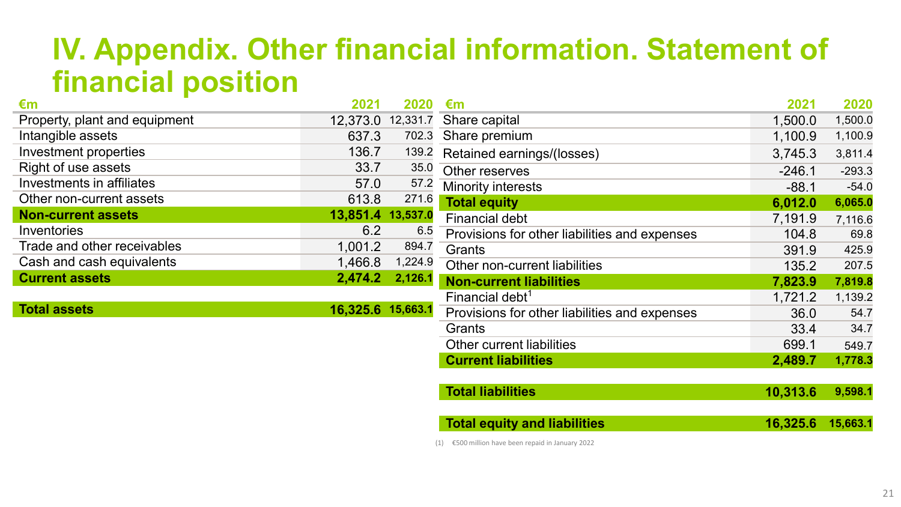# IV. Appendix. Other financial information. Statement of financial position

| €m | 2021 | 2020 |
|---|---|---|
| Property, plant and equipment | 12,373.0 | 12,331.7 |
| Intangible assets | 637.3 | 702.3 |
| Investment properties | 136.7 | 139.2 |
| Right of use assets | 33.7 | 35.0 |
| Investments in affiliates | 57.0 | 57.2 |
| Other non-current assets | 613.8 | 271.6 |
| **Non-current assets** | **13,851.4** | **13,537.0** |
| Inventories | 6.2 | 6.5 |
| Trade and other receivables | 1,001.2 | 894.7 |
| Cash and cash equivalents | 1,466.8 | 1,224.9 |
| **Current assets** | **2,474.2** | **2,126.1** |
| **Total assets** | **16,325.6** | **15,663.1** |

| €m | 2021 | 2020 |
|---|---|---|
| Share capital | 1,500.0 | 1,500.0 |
| Share premium | 1,100.9 | 1,100.9 |
| Retained earnings/(losses) | 3,745.3 | 3,811.4 |
| Other reserves | -246.1 | -293.3 |
| Minority interests | -88.1 | -54.0 |
| **Total equity** | **6,012.0** | **6,065.0** |
| Financial debt | 7,191.9 | 7,116.6 |
| Provisions for other liabilities and expenses | 104.8 | 69.8 |
| Grants | 391.9 | 425.9 |
| Other non-current liabilities | 135.2 | 207.5 |
| **Non-current liabilities** | **7,823.9** | **7,819.8** |
| Financial debt[1] | 1,721.2 | 1,139.2 |
| Provisions for other liabilities and expenses | 36.0 | 54.7 |
| Grants | 33.4 | 34.7 |
| Other current liabilities | 699.1 | 549.7 |
| **Current liabilities** | **2,489.7** | **1,778.3** |
| **Total liabilities** | **10,313.6** | **9,598.1** |
| **Total equity and liabilities** | **16,325.6** | **15,663.1** |

(1) €500 million have been repaid in January 2022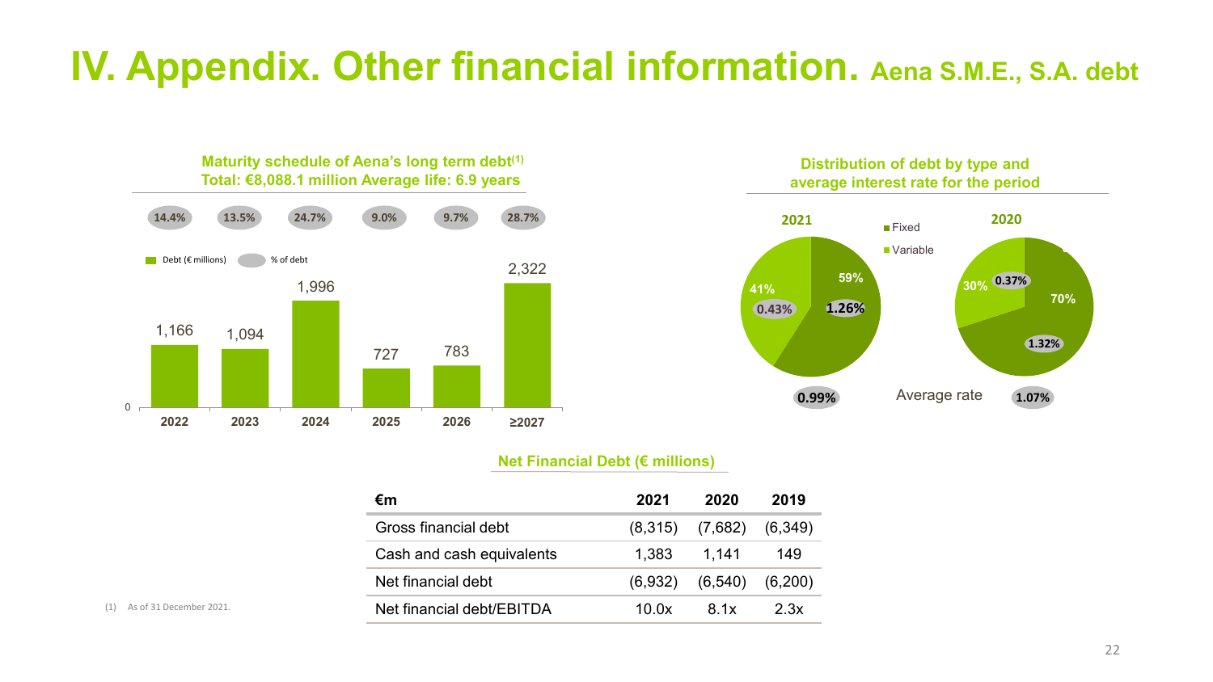# IV. Appendix. Other financial information. Aena S.M.E., S.A. debt

**Maturity schedule of Aena's long term debt(1)**
**Total: €8,088.1 million Average life: 6.9 years**

| | 2022 | 2023 | 2024 | 2025 | 2026 | ≥2027 |
|---|---|---|---|---|---|---|
| Debt (€ millions) | 1,166 | 1,094 | 1,996 | 727 | 783 | 2,322 |
| % of debt | 14.4% | 13.5% | 24.7% | 9.0% | 9.7% | 28.7% |

**Distribution of debt by type and average interest rate for the period**

| | 2021 | | 2020 | |
|---|---|---|---|---|
| | % | Rate | % | Rate |
| Fixed | 59% | 1.26% | 70% | 1.32% |
| Variable | 41% | 0.43% | 30% | 0.37% |
| Average rate | | 0.99% | | 1.07% |

**Net Financial Debt (€ millions)**

| €m | 2021 | 2020 | 2019 |
|---|---|---|---|
| Gross financial debt | (8,315) | (7,682) | (6,349) |
| Cash and cash equivalents | 1,383 | 1,141 | 149 |
| Net financial debt | (6,932) | (6,540) | (6,200) |
| Net financial debt/EBITDA | 10.0x | 8.1x | 2.3x |

(1) As of 31 December 2021.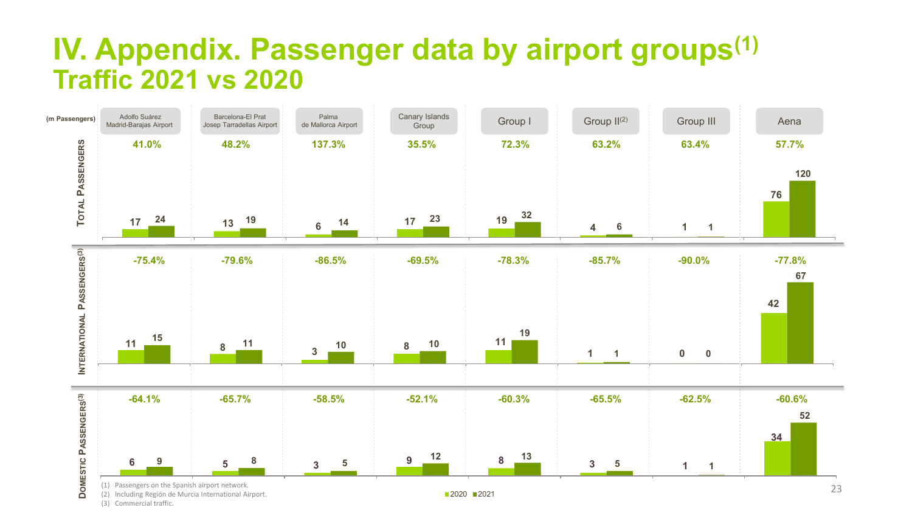# IV. Appendix. Passenger data by airport groups[1]

## Traffic 2021 vs 2020

(m Passengers)

| | Adolfo Suárez Madrid-Barajas Airport | Barcelona-El Prat Josep Tarradellas Airport | Palma de Mallorca Airport | Canary Islands Group | Group I | Group II[2] | Group III | Aena |
|---|---|---|---|---|---|---|---|---|
| **Total Passengers** % change | 41.0% | 48.2% | 137.3% | 35.5% | 72.3% | 63.2% | 63.4% | 57.7% |
| 2020 | 17 | 13 | 6 | 17 | 19 | 4 | 1 | 76 |
| 2021 | 24 | 19 | 14 | 23 | 32 | 6 | 1 | 120 |
| **International Passengers[3]** % change | -75.4% | -79.6% | -86.5% | -69.5% | -78.3% | -85.7% | -90.0% | -77.8% |
| 2020 | 11 | 8 | 3 | 8 | 11 | 1 | 0 | 42 |
| 2021 | 15 | 11 | 10 | 10 | 19 | 1 | 0 | 67 |
| **Domestic Passengers[3]** % change | -64.1% | -65.7% | -58.5% | -52.1% | -60.3% | -65.5% | -62.5% | -60.6% |
| 2020 | 6 | 5 | 3 | 9 | 8 | 3 | 1 | 34 |
| 2021 | 9 | 8 | 5 | 12 | 13 | 5 | 1 | 52 |

(1) Passengers on the Spanish airport network.
(2) Including Región de Murcia International Airport.
(3) Commercial traffic.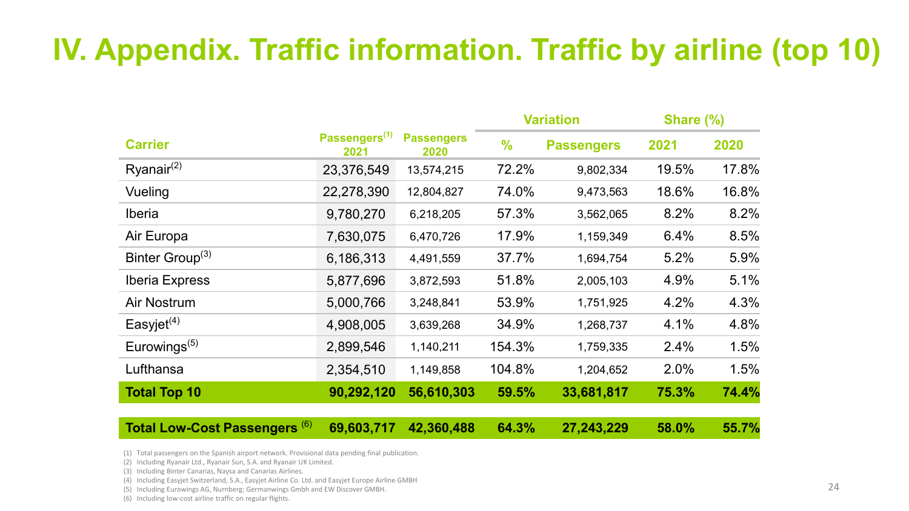# IV. Appendix. Traffic information. Traffic by airline (top 10)

| Carrier | Passengers[1] 2021 | Passengers 2020 | Variation | | Share (%) | |
|---|---|---|---|---|---|---|
| | | | % | Passengers | 2021 | 2020 |
| Ryanair[2] | 23,376,549 | 13,574,215 | 72.2% | 9,802,334 | 19.5% | 17.8% |
| Vueling | 22,278,390 | 12,804,827 | 74.0% | 9,473,563 | 18.6% | 16.8% |
| Iberia | 9,780,270 | 6,218,205 | 57.3% | 3,562,065 | 8.2% | 8.2% |
| Air Europa | 7,630,075 | 6,470,726 | 17.9% | 1,159,349 | 6.4% | 8.5% |
| Binter Group[3] | 6,186,313 | 4,491,559 | 37.7% | 1,694,754 | 5.2% | 5.9% |
| Iberia Express | 5,877,696 | 3,872,593 | 51.8% | 2,005,103 | 4.9% | 5.1% |
| Air Nostrum | 5,000,766 | 3,248,841 | 53.9% | 1,751,925 | 4.2% | 4.3% |
| Easyjet[4] | 4,908,005 | 3,639,268 | 34.9% | 1,268,737 | 4.1% | 4.8% |
| Eurowings[5] | 2,899,546 | 1,140,211 | 154.3% | 1,759,335 | 2.4% | 1.5% |
| Lufthansa | 2,354,510 | 1,149,858 | 104.8% | 1,204,652 | 2.0% | 1.5% |
| **Total Top 10** | **90,292,120** | **56,610,303** | **59.5%** | **33,681,817** | **75.3%** | **74.4%** |
| **Total Low-Cost Passengers [6]** | **69,603,717** | **42,360,488** | **64.3%** | **27,243,229** | **58.0%** | **55.7%** |

(1) Total passengers on the Spanish airport network. Provisional data pending final publication.
(2) Including Ryanair Ltd., Ryanair Sun, S.A. and Ryanair UK Limited.
(3) Including Binter Canarias, Naysa and Canarias Airlines.
(4) Including Easyjet Switzerland, S.A., Easyjet Airline Co. Ltd. and Easyjet Europe Airline GMBH
(5) Including Eurowings AG, Nurnberg; Germanwings Gmbh and EW Discover GMBH.
(6) Including low-cost airline traffic on regular flights.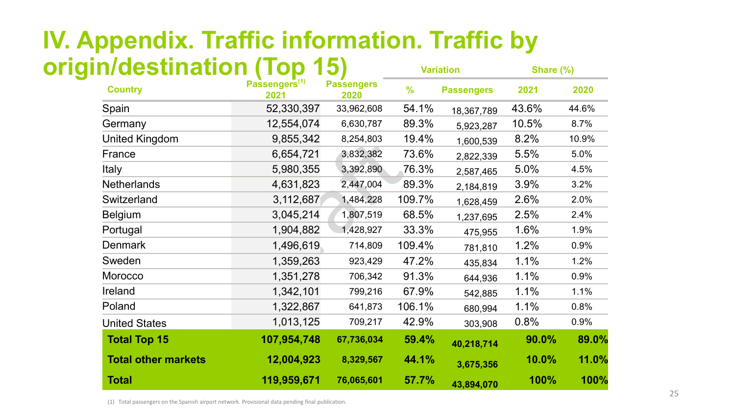# IV. Appendix. Traffic information. Traffic by origin/destination (Top 15)

| Country | Passengers[(1)] 2021 | Passengers 2020 | Variation | | Share (%) | |
|---|---|---|---|---|---|---|
| | | | % | Passengers | 2021 | 2020 |
| Spain | 52,330,397 | 33,962,608 | 54.1% | 18,367,789 | 43.6% | 44.6% |
| Germany | 12,554,074 | 6,630,787 | 89.3% | 5,923,287 | 10.5% | 8.7% |
| United Kingdom | 9,855,342 | 8,254,803 | 19.4% | 1,600,539 | 8.2% | 10.9% |
| France | 6,654,721 | 3,832,382 | 73.6% | 2,822,339 | 5.5% | 5.0% |
| Italy | 5,980,355 | 3,392,890 | 76.3% | 2,587,465 | 5.0% | 4.5% |
| Netherlands | 4,631,823 | 2,447,004 | 89.3% | 2,184,819 | 3.9% | 3.2% |
| Switzerland | 3,112,687 | 1,484,228 | 109.7% | 1,628,459 | 2.6% | 2.0% |
| Belgium | 3,045,214 | 1,807,519 | 68.5% | 1,237,695 | 2.5% | 2.4% |
| Portugal | 1,904,882 | 1,428,927 | 33.3% | 475,955 | 1.6% | 1.9% |
| Denmark | 1,496,619 | 714,809 | 109.4% | 781,810 | 1.2% | 0.9% |
| Sweden | 1,359,263 | 923,429 | 47.2% | 435,834 | 1.1% | 1.2% |
| Morocco | 1,351,278 | 706,342 | 91.3% | 644,936 | 1.1% | 0.9% |
| Ireland | 1,342,101 | 799,216 | 67.9% | 542,885 | 1.1% | 1.1% |
| Poland | 1,322,867 | 641,873 | 106.1% | 680,994 | 1.1% | 0.8% |
| United States | 1,013,125 | 709,217 | 42.9% | 303,908 | 0.8% | 0.9% |
| **Total Top 15** | **107,954,748** | **67,736,034** | **59.4%** | **40,218,714** | **90.0%** | **89.0%** |
| **Total other markets** | **12,004,923** | **8,329,567** | **44.1%** | **3,675,356** | **10.0%** | **11.0%** |
| **Total** | **119,959,671** | **76,065,601** | **57.7%** | **43,894,070** | **100%** | **100%** |

(1) Total passengers on the Spanish airport network. Provisional data pending final publication.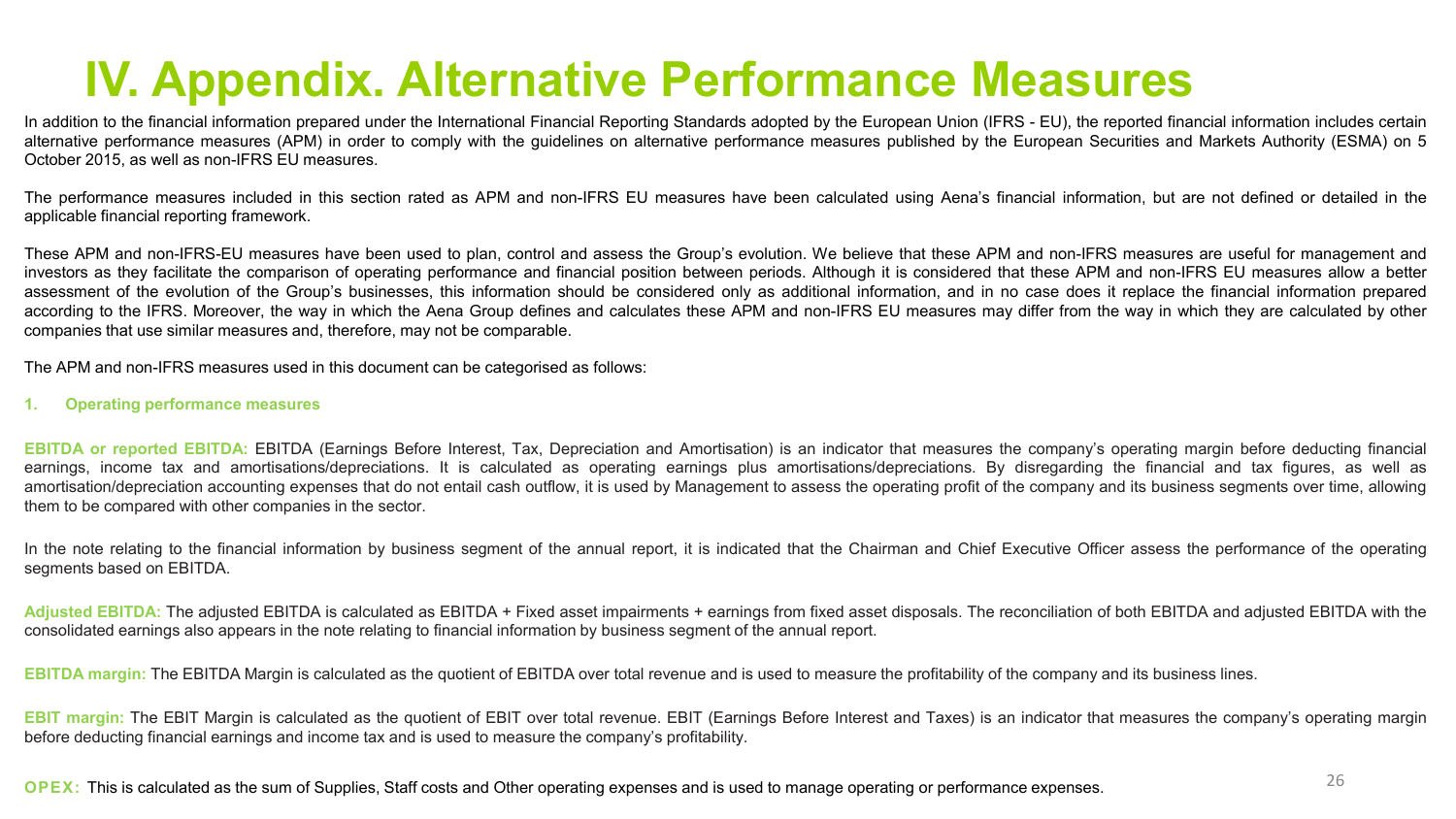# IV. Appendix. Alternative Performance Measures

In addition to the financial information prepared under the International Financial Reporting Standards adopted by the European Union (IFRS - EU), the reported financial information includes certain alternative performance measures (APM) in order to comply with the guidelines on alternative performance measures published by the European Securities and Markets Authority (ESMA) on 5 October 2015, as well as non-IFRS EU measures.

The performance measures included in this section rated as APM and non-IFRS EU measures have been calculated using Aena's financial information, but are not defined or detailed in the applicable financial reporting framework.

These APM and non-IFRS-EU measures have been used to plan, control and assess the Group's evolution. We believe that these APM and non-IFRS measures are useful for management and investors as they facilitate the comparison of operating performance and financial position between periods. Although it is considered that these APM and non-IFRS EU measures allow a better assessment of the evolution of the Group's businesses, this information should be considered only as additional information, and in no case does it replace the financial information prepared according to the IFRS. Moreover, the way in which the Aena Group defines and calculates these APM and non-IFRS EU measures may differ from the way in which they are calculated by other companies that use similar measures and, therefore, may not be comparable.

The APM and non-IFRS measures used in this document can be categorised as follows:

## 1. Operating performance measures

**EBITDA or reported EBITDA:** EBITDA (Earnings Before Interest, Tax, Depreciation and Amortisation) is an indicator that measures the company's operating margin before deducting financial earnings, income tax and amortisations/depreciations. It is calculated as operating earnings plus amortisations/depreciations. By disregarding the financial and tax figures, as well as amortisation/depreciation accounting expenses that do not entail cash outflow, it is used by Management to assess the operating profit of the company and its business segments over time, allowing them to be compared with other companies in the sector.

In the note relating to the financial information by business segment of the annual report, it is indicated that the Chairman and Chief Executive Officer assess the performance of the operating segments based on EBITDA.

**Adjusted EBITDA:** The adjusted EBITDA is calculated as EBITDA + Fixed asset impairments + earnings from fixed asset disposals. The reconciliation of both EBITDA and adjusted EBITDA with the consolidated earnings also appears in the note relating to financial information by business segment of the annual report.

**EBITDA margin:** The EBITDA Margin is calculated as the quotient of EBITDA over total revenue and is used to measure the profitability of the company and its business lines.

**EBIT margin:** The EBIT Margin is calculated as the quotient of EBIT over total revenue. EBIT (Earnings Before Interest and Taxes) is an indicator that measures the company's operating margin before deducting financial earnings and income tax and is used to measure the company's profitability.

**OPEX:** This is calculated as the sum of Supplies, Staff costs and Other operating expenses and is used to manage operating or performance expenses.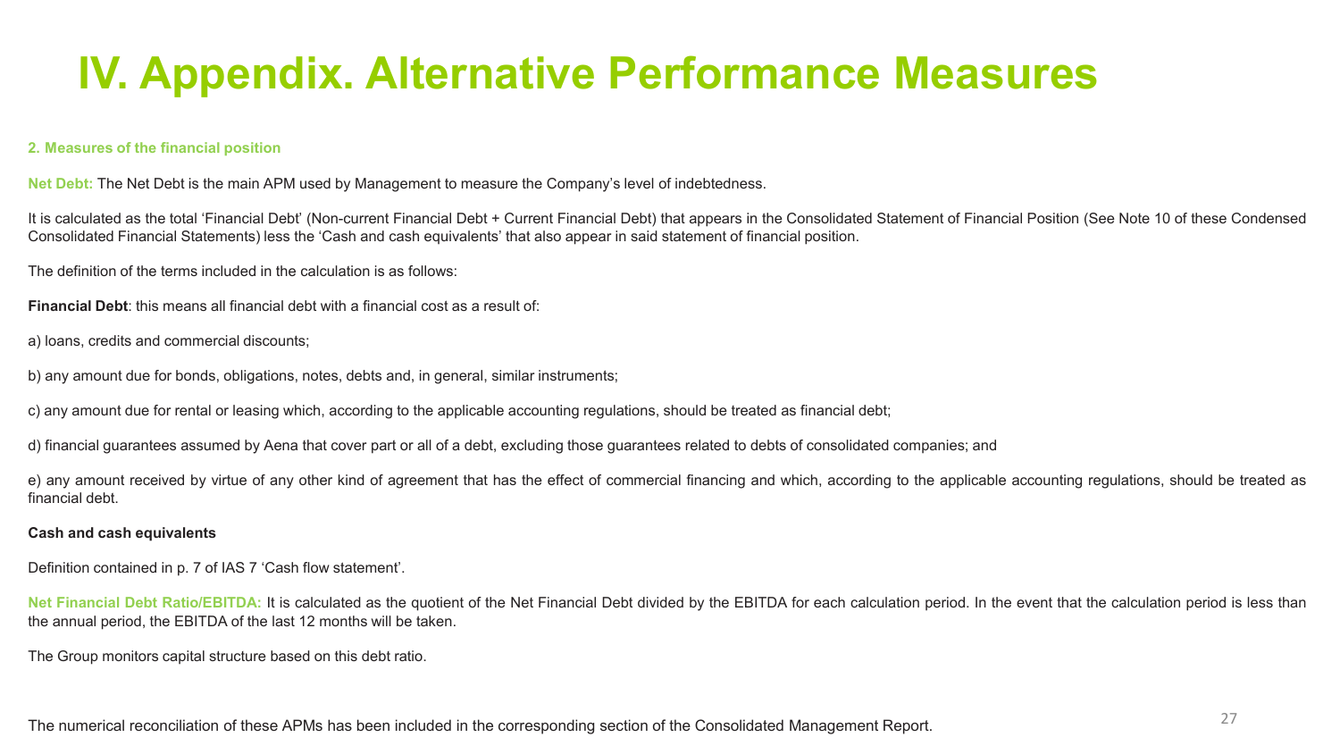# IV. Appendix. Alternative Performance Measures

## 2. Measures of the financial position

**Net Debt:** The Net Debt is the main APM used by Management to measure the Company's level of indebtedness.

It is calculated as the total 'Financial Debt' (Non-current Financial Debt + Current Financial Debt) that appears in the Consolidated Statement of Financial Position (See Note 10 of these Condensed Consolidated Financial Statements) less the 'Cash and cash equivalents' that also appear in said statement of financial position.

The definition of the terms included in the calculation is as follows:

**Financial Debt**: this means all financial debt with a financial cost as a result of:

a) loans, credits and commercial discounts;

b) any amount due for bonds, obligations, notes, debts and, in general, similar instruments;

c) any amount due for rental or leasing which, according to the applicable accounting regulations, should be treated as financial debt;

d) financial guarantees assumed by Aena that cover part or all of a debt, excluding those guarantees related to debts of consolidated companies; and

e) any amount received by virtue of any other kind of agreement that has the effect of commercial financing and which, according to the applicable accounting regulations, should be treated as financial debt.

**Cash and cash equivalents**

Definition contained in p. 7 of IAS 7 'Cash flow statement'.

**Net Financial Debt Ratio/EBITDA:** It is calculated as the quotient of the Net Financial Debt divided by the EBITDA for each calculation period. In the event that the calculation period is less than the annual period, the EBITDA of the last 12 months will be taken.

The Group monitors capital structure based on this debt ratio.

The numerical reconciliation of these APMs has been included in the corresponding section of the Consolidated Management Report.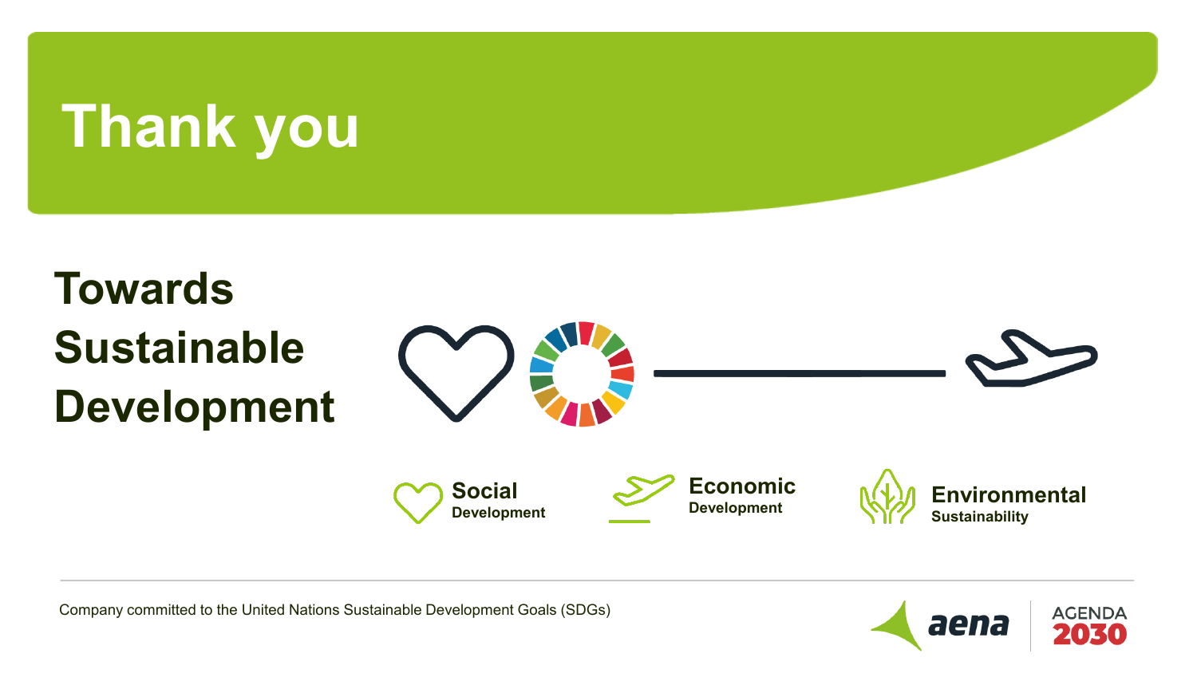# Thank you

## Towards Sustainable Development

**Social**
Development

**Economic**
Development

**Environmental**
Sustainability

Company committed to the United Nations Sustainable Development Goals (SDGs)

aena

AGENDA 2030